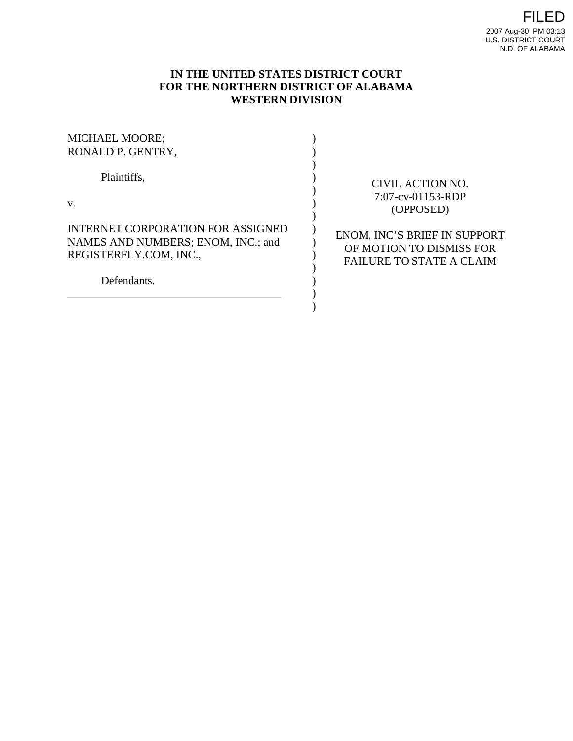FILED
2007 Aug-30 PM 03:13
U.S. DISTRICT COURT
N.D. OF ALABAMA

**IN THE UNITED STATES DISTRICT COURT**
**FOR THE NORTHERN DISTRICT OF ALABAMA**
**WESTERN DIVISION**

MICHAEL MOORE;
RONALD P. GENTRY,

Plaintiffs,

v.

INTERNET CORPORATION FOR ASSIGNED NAMES AND NUMBERS; ENOM, INC.; and REGISTERFLY.COM, INC.,

Defendants.

CIVIL ACTION NO.
7:07-cv-01153-RDP
(OPPOSED)

ENOM, INC'S BRIEF IN SUPPORT OF MOTION TO DISMISS FOR FAILURE TO STATE A CLAIM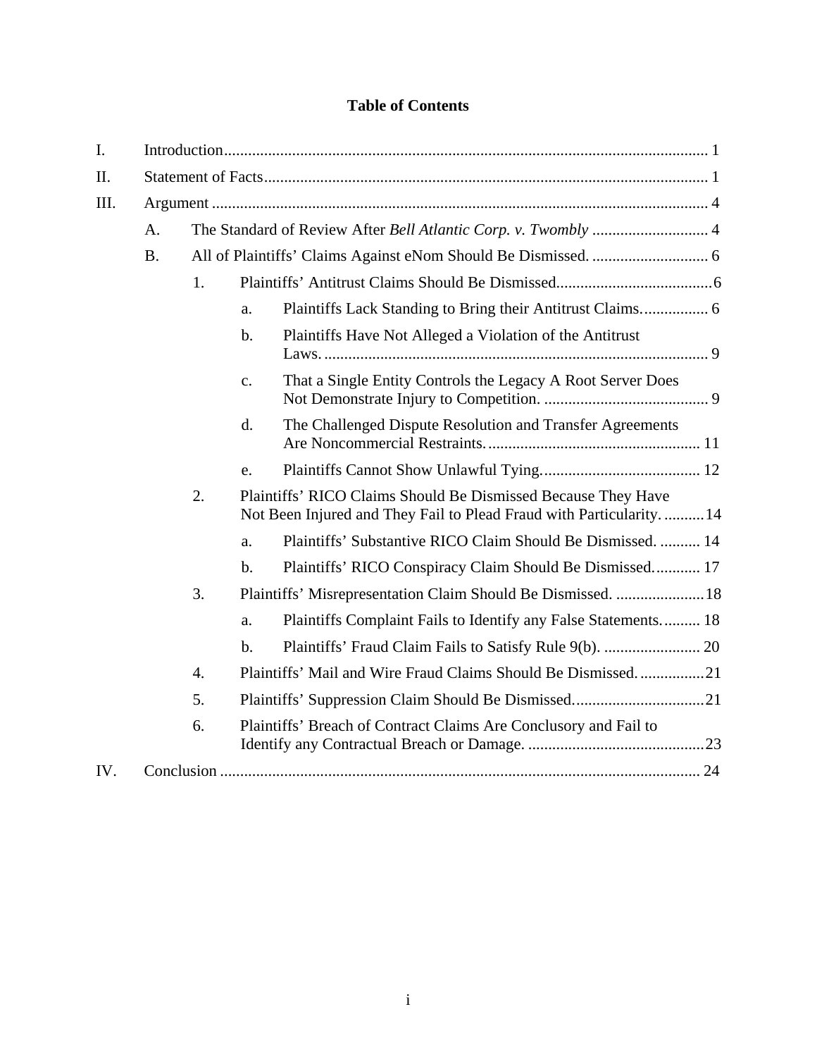# Table of Contents

I. Introduction ........................................................................................................................ 1

II. Statement of Facts .............................................................................................................. 1

III. Argument ........................................................................................................................... 4

- A. The Standard of Review After *Bell Atlantic Corp. v. Twombly* ............................. 4
- B. All of Plaintiffs' Claims Against eNom Should Be Dismissed. ............................. 6
  - 1. Plaintiffs' Antitrust Claims Should Be Dismissed. ...................................... 6
    - a. Plaintiffs Lack Standing to Bring their Antitrust Claims. ................ 6
    - b. Plaintiffs Have Not Alleged a Violation of the Antitrust Laws. ................................................................................................ 9
    - c. That a Single Entity Controls the Legacy A Root Server Does Not Demonstrate Injury to Competition. ......................................... 9
    - d. The Challenged Dispute Resolution and Transfer Agreements Are Noncommercial Restraints. ..................................................... 11
    - e. Plaintiffs Cannot Show Unlawful Tying. ....................................... 12
  - 2. Plaintiffs' RICO Claims Should Be Dismissed Because They Have Not Been Injured and They Fail to Plead Fraud with Particularity. .......... 14
    - a. Plaintiffs' Substantive RICO Claim Should Be Dismissed. .......... 14
    - b. Plaintiffs' RICO Conspiracy Claim Should Be Dismissed. ........... 17
  - 3. Plaintiffs' Misrepresentation Claim Should Be Dismissed. ...................... 18
    - a. Plaintiffs Complaint Fails to Identify any False Statements. ......... 18
    - b. Plaintiffs' Fraud Claim Fails to Satisfy Rule 9(b). ........................ 20
  - 4. Plaintiffs' Mail and Wire Fraud Claims Should Be Dismissed. ................ 21
  - 5. Plaintiffs' Suppression Claim Should Be Dismissed. ................................ 21
  - 6. Plaintiffs' Breach of Contract Claims Are Conclusory and Fail to Identify any Contractual Breach or Damage. ............................................ 23

IV. Conclusion ...................................................................................................................... 24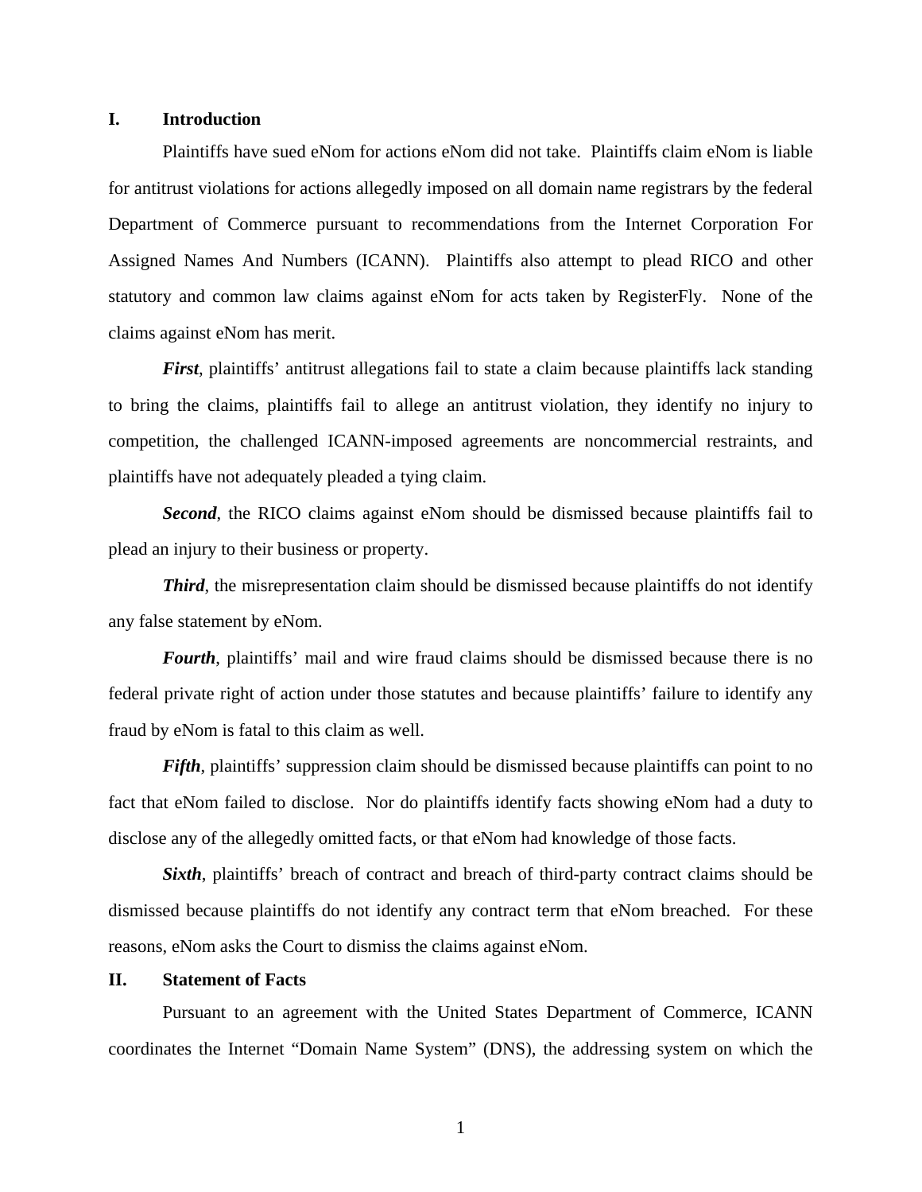## I. Introduction

Plaintiffs have sued eNom for actions eNom did not take. Plaintiffs claim eNom is liable for antitrust violations for actions allegedly imposed on all domain name registrars by the federal Department of Commerce pursuant to recommendations from the Internet Corporation For Assigned Names And Numbers (ICANN). Plaintiffs also attempt to plead RICO and other statutory and common law claims against eNom for acts taken by RegisterFly. None of the claims against eNom has merit.

***First***, plaintiffs' antitrust allegations fail to state a claim because plaintiffs lack standing to bring the claims, plaintiffs fail to allege an antitrust violation, they identify no injury to competition, the challenged ICANN-imposed agreements are noncommercial restraints, and plaintiffs have not adequately pleaded a tying claim.

***Second***, the RICO claims against eNom should be dismissed because plaintiffs fail to plead an injury to their business or property.

***Third***, the misrepresentation claim should be dismissed because plaintiffs do not identify any false statement by eNom.

***Fourth***, plaintiffs' mail and wire fraud claims should be dismissed because there is no federal private right of action under those statutes and because plaintiffs' failure to identify any fraud by eNom is fatal to this claim as well.

***Fifth***, plaintiffs' suppression claim should be dismissed because plaintiffs can point to no fact that eNom failed to disclose. Nor do plaintiffs identify facts showing eNom had a duty to disclose any of the allegedly omitted facts, or that eNom had knowledge of those facts.

***Sixth***, plaintiffs' breach of contract and breach of third-party contract claims should be dismissed because plaintiffs do not identify any contract term that eNom breached. For these reasons, eNom asks the Court to dismiss the claims against eNom.

## II. Statement of Facts

Pursuant to an agreement with the United States Department of Commerce, ICANN coordinates the Internet "Domain Name System" (DNS), the addressing system on which the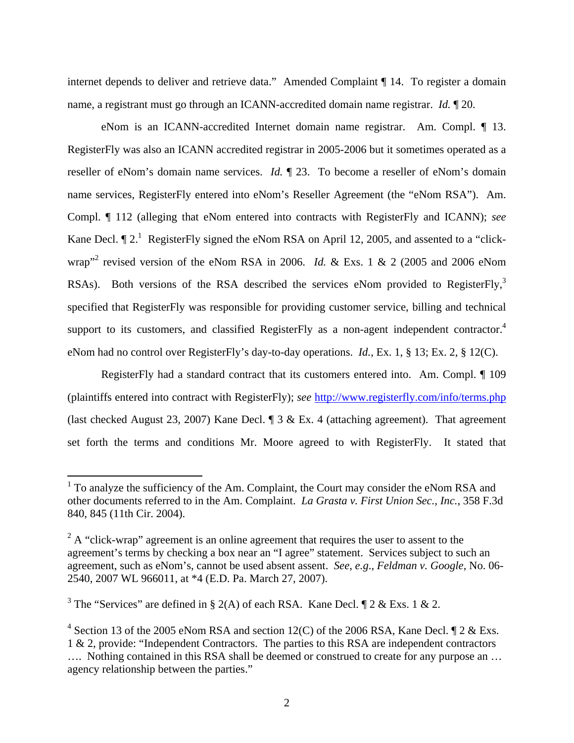internet depends to deliver and retrieve data." Amended Complaint ¶ 14. To register a domain name, a registrant must go through an ICANN-accredited domain name registrar. *Id.* ¶ 20.

eNom is an ICANN-accredited Internet domain name registrar. Am. Compl. ¶ 13. RegisterFly was also an ICANN accredited registrar in 2005-2006 but it sometimes operated as a reseller of eNom's domain name services. *Id.* ¶ 23. To become a reseller of eNom's domain name services, RegisterFly entered into eNom's Reseller Agreement (the "eNom RSA"). Am. Compl. ¶ 112 (alleging that eNom entered into contracts with RegisterFly and ICANN); *see* Kane Decl. ¶ 2.[1] RegisterFly signed the eNom RSA on April 12, 2005, and assented to a "click-wrap"[2] revised version of the eNom RSA in 2006. *Id.* & Exs. 1 & 2 (2005 and 2006 eNom RSAs). Both versions of the RSA described the services eNom provided to RegisterFly,[3] specified that RegisterFly was responsible for providing customer service, billing and technical support to its customers, and classified RegisterFly as a non-agent independent contractor.[4] eNom had no control over RegisterFly's day-to-day operations. *Id.*, Ex. 1, § 13; Ex. 2, § 12(C).

RegisterFly had a standard contract that its customers entered into. Am. Compl. ¶ 109 (plaintiffs entered into contract with RegisterFly); *see* http://www.registerfly.com/info/terms.php (last checked August 23, 2007) Kane Decl. ¶ 3 & Ex. 4 (attaching agreement). That agreement set forth the terms and conditions Mr. Moore agreed to with RegisterFly. It stated that

---

[1] To analyze the sufficiency of the Am. Complaint, the Court may consider the eNom RSA and other documents referred to in the Am. Complaint. *La Grasta v. First Union Sec., Inc.*, 358 F.3d 840, 845 (11th Cir. 2004).

[2] A "click-wrap" agreement is an online agreement that requires the user to assent to the agreement's terms by checking a box near an "I agree" statement. Services subject to such an agreement, such as eNom's, cannot be used absent assent. *See, e.g.*, *Feldman v. Google*, No. 06-2540, 2007 WL 966011, at *4 (E.D. Pa. March 27, 2007).

[3] The "Services" are defined in § 2(A) of each RSA. Kane Decl. ¶ 2 & Exs. 1 & 2.

[4] Section 13 of the 2005 eNom RSA and section 12(C) of the 2006 RSA, Kane Decl. ¶ 2 & Exs. 1 & 2, provide: "Independent Contractors. The parties to this RSA are independent contractors …. Nothing contained in this RSA shall be deemed or construed to create for any purpose an … agency relationship between the parties."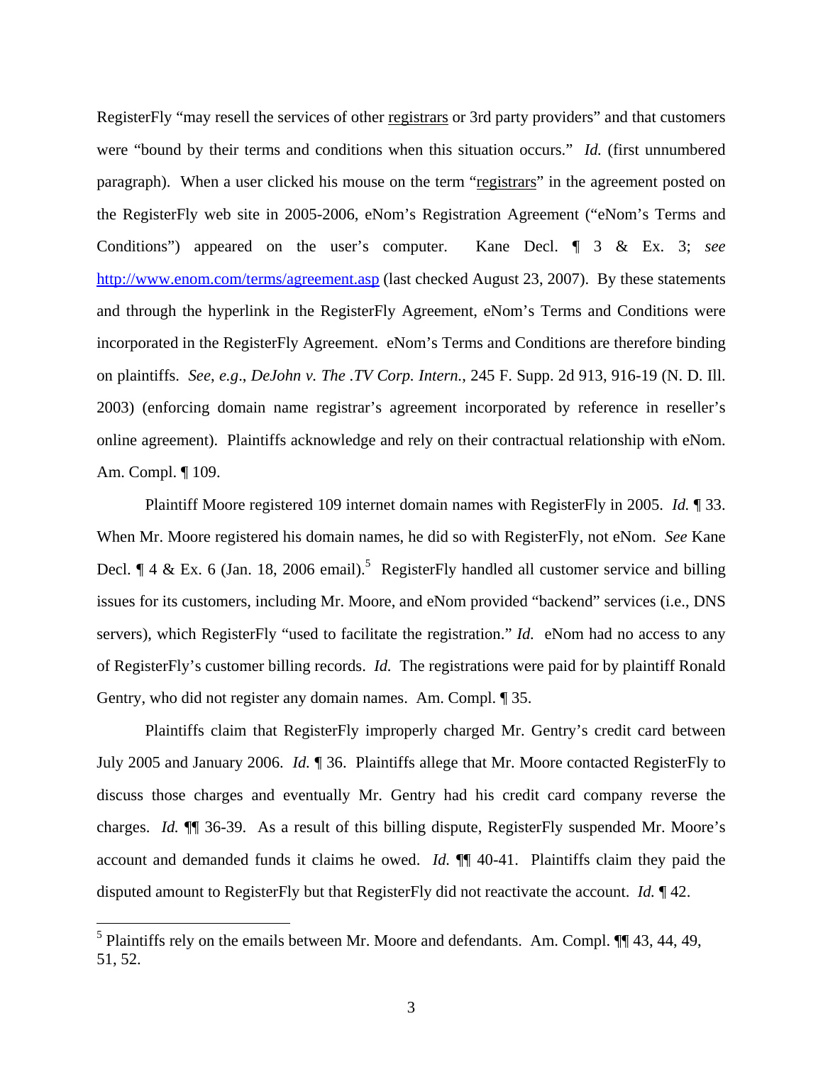RegisterFly "may resell the services of other registrars or 3rd party providers" and that customers were "bound by their terms and conditions when this situation occurs." *Id.* (first unnumbered paragraph). When a user clicked his mouse on the term "registrars" in the agreement posted on the RegisterFly web site in 2005-2006, eNom's Registration Agreement ("eNom's Terms and Conditions") appeared on the user's computer. Kane Decl. ¶ 3 & Ex. 3; *see* http://www.enom.com/terms/agreement.asp (last checked August 23, 2007). By these statements and through the hyperlink in the RegisterFly Agreement, eNom's Terms and Conditions were incorporated in the RegisterFly Agreement. eNom's Terms and Conditions are therefore binding on plaintiffs. *See*, *e.g*., *DeJohn v. The .TV Corp. Intern.*, 245 F. Supp. 2d 913, 916-19 (N. D. Ill. 2003) (enforcing domain name registrar's agreement incorporated by reference in reseller's online agreement). Plaintiffs acknowledge and rely on their contractual relationship with eNom. Am. Compl. ¶ 109.

Plaintiff Moore registered 109 internet domain names with RegisterFly in 2005. *Id.* ¶ 33. When Mr. Moore registered his domain names, he did so with RegisterFly, not eNom. *See* Kane Decl. ¶ 4 & Ex. 6 (Jan. 18, 2006 email).[5] RegisterFly handled all customer service and billing issues for its customers, including Mr. Moore, and eNom provided "backend" services (i.e., DNS servers), which RegisterFly "used to facilitate the registration." *Id.* eNom had no access to any of RegisterFly's customer billing records. *Id.* The registrations were paid for by plaintiff Ronald Gentry, who did not register any domain names. Am. Compl. ¶ 35.

Plaintiffs claim that RegisterFly improperly charged Mr. Gentry's credit card between July 2005 and January 2006. *Id.* ¶ 36. Plaintiffs allege that Mr. Moore contacted RegisterFly to discuss those charges and eventually Mr. Gentry had his credit card company reverse the charges. *Id.* ¶¶ 36-39. As a result of this billing dispute, RegisterFly suspended Mr. Moore's account and demanded funds it claims he owed. *Id.* ¶¶ 40-41. Plaintiffs claim they paid the disputed amount to RegisterFly but that RegisterFly did not reactivate the account. *Id.* ¶ 42.

---

[5] Plaintiffs rely on the emails between Mr. Moore and defendants. Am. Compl. ¶¶ 43, 44, 49, 51, 52.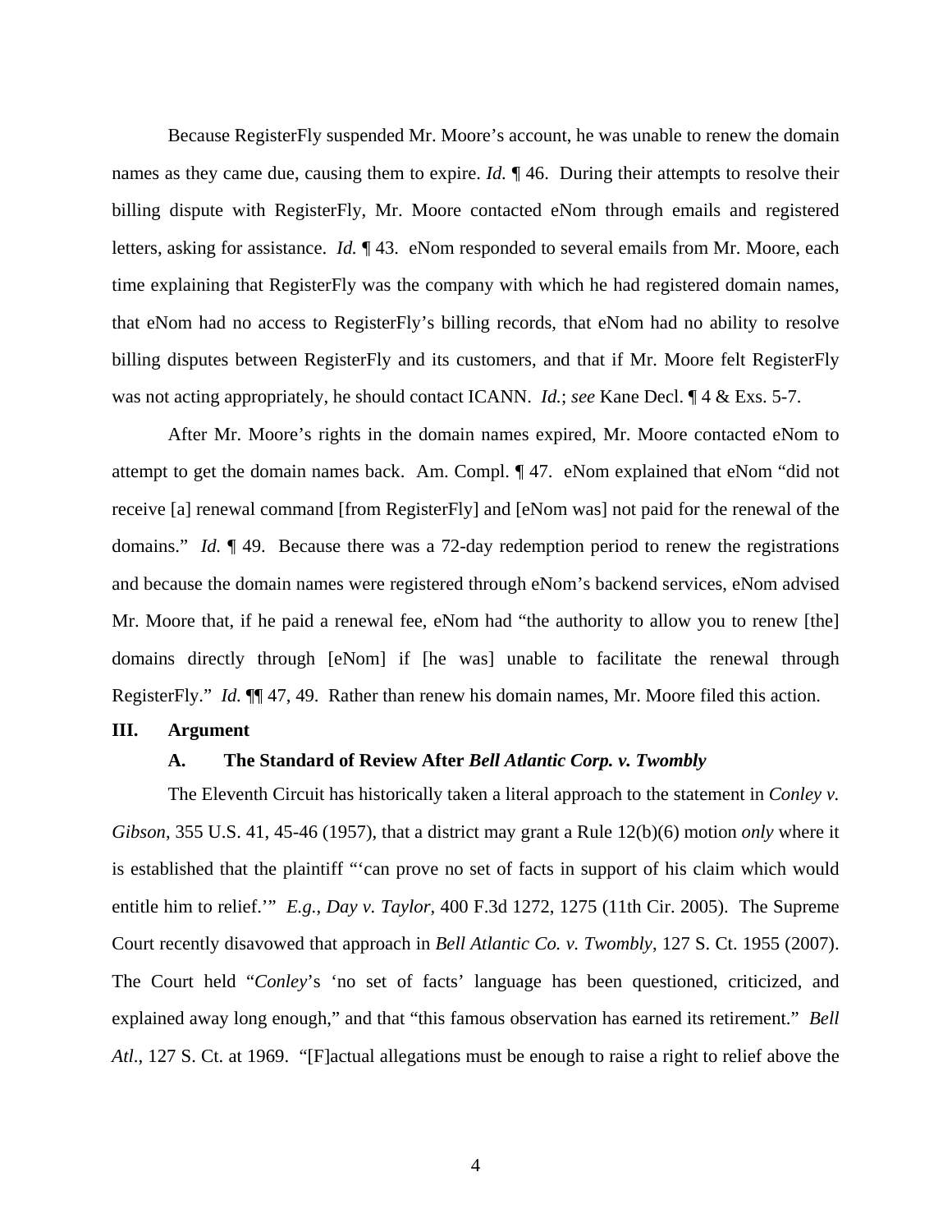Because RegisterFly suspended Mr. Moore's account, he was unable to renew the domain names as they came due, causing them to expire. *Id.* ¶ 46. During their attempts to resolve their billing dispute with RegisterFly, Mr. Moore contacted eNom through emails and registered letters, asking for assistance. *Id.* ¶ 43. eNom responded to several emails from Mr. Moore, each time explaining that RegisterFly was the company with which he had registered domain names, that eNom had no access to RegisterFly's billing records, that eNom had no ability to resolve billing disputes between RegisterFly and its customers, and that if Mr. Moore felt RegisterFly was not acting appropriately, he should contact ICANN. *Id.*; *see* Kane Decl. ¶ 4 & Exs. 5-7.

After Mr. Moore's rights in the domain names expired, Mr. Moore contacted eNom to attempt to get the domain names back. Am. Compl. ¶ 47. eNom explained that eNom "did not receive [a] renewal command [from RegisterFly] and [eNom was] not paid for the renewal of the domains." *Id.* ¶ 49. Because there was a 72-day redemption period to renew the registrations and because the domain names were registered through eNom's backend services, eNom advised Mr. Moore that, if he paid a renewal fee, eNom had "the authority to allow you to renew [the] domains directly through [eNom] if [he was] unable to facilitate the renewal through RegisterFly." *Id.* ¶¶ 47, 49. Rather than renew his domain names, Mr. Moore filed this action.

## III. Argument

### A. The Standard of Review After *Bell Atlantic Corp. v. Twombly*

The Eleventh Circuit has historically taken a literal approach to the statement in *Conley v. Gibson*, 355 U.S. 41, 45-46 (1957), that a district may grant a Rule 12(b)(6) motion *only* where it is established that the plaintiff "'can prove no set of facts in support of his claim which would entitle him to relief.'" *E.g.*, *Day v. Taylor*, 400 F.3d 1272, 1275 (11th Cir. 2005). The Supreme Court recently disavowed that approach in *Bell Atlantic Co. v. Twombly*, 127 S. Ct. 1955 (2007). The Court held "*Conley*'s 'no set of facts' language has been questioned, criticized, and explained away long enough," and that "this famous observation has earned its retirement." *Bell Atl*., 127 S. Ct. at 1969. "[F]actual allegations must be enough to raise a right to relief above the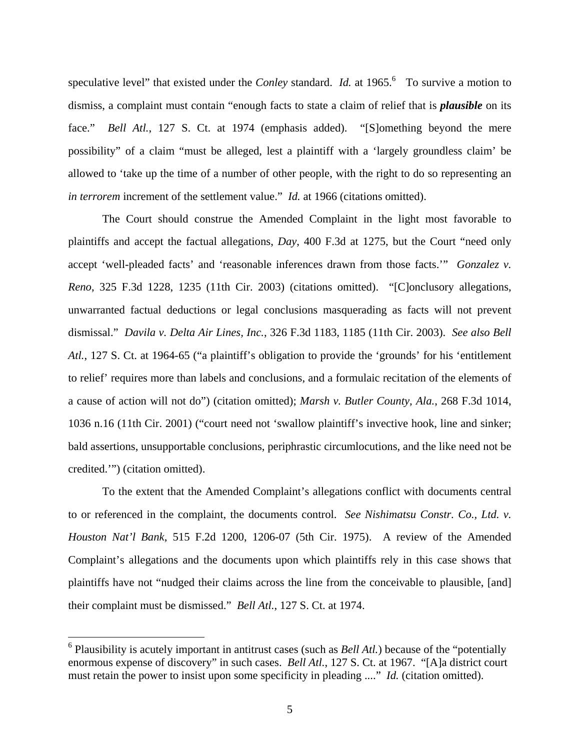speculative level" that existed under the *Conley* standard. *Id.* at 1965.[6] To survive a motion to dismiss, a complaint must contain "enough facts to state a claim of relief that is ***plausible*** on its face." *Bell Atl.*, 127 S. Ct. at 1974 (emphasis added). "[S]omething beyond the mere possibility" of a claim "must be alleged, lest a plaintiff with a 'largely groundless claim' be allowed to 'take up the time of a number of other people, with the right to do so representing an *in terrorem* increment of the settlement value." *Id.* at 1966 (citations omitted).

The Court should construe the Amended Complaint in the light most favorable to plaintiffs and accept the factual allegations, *Day*, 400 F.3d at 1275, but the Court "need only accept 'well-pleaded facts' and 'reasonable inferences drawn from those facts.'" *Gonzalez v. Reno*, 325 F.3d 1228, 1235 (11th Cir. 2003) (citations omitted). "[C]onclusory allegations, unwarranted factual deductions or legal conclusions masquerading as facts will not prevent dismissal." *Davila v. Delta Air Lines, Inc.*, 326 F.3d 1183, 1185 (11th Cir. 2003). *See also Bell Atl.*, 127 S. Ct. at 1964-65 ("a plaintiff's obligation to provide the 'grounds' for his 'entitlement to relief' requires more than labels and conclusions, and a formulaic recitation of the elements of a cause of action will not do") (citation omitted); *Marsh v. Butler County, Ala.*, 268 F.3d 1014, 1036 n.16 (11th Cir. 2001) ("court need not 'swallow plaintiff's invective hook, line and sinker; bald assertions, unsupportable conclusions, periphrastic circumlocutions, and the like need not be credited.'") (citation omitted).

To the extent that the Amended Complaint's allegations conflict with documents central to or referenced in the complaint, the documents control. *See Nishimatsu Constr. Co., Ltd. v. Houston Nat'l Bank*, 515 F.2d 1200, 1206-07 (5th Cir. 1975). A review of the Amended Complaint's allegations and the documents upon which plaintiffs rely in this case shows that plaintiffs have not "nudged their claims across the line from the conceivable to plausible, [and] their complaint must be dismissed." *Bell Atl.*, 127 S. Ct. at 1974.

---

[6] Plausibility is acutely important in antitrust cases (such as *Bell Atl.*) because of the "potentially enormous expense of discovery" in such cases. *Bell Atl.*, 127 S. Ct. at 1967. "[A]a district court must retain the power to insist upon some specificity in pleading ...." *Id.* (citation omitted).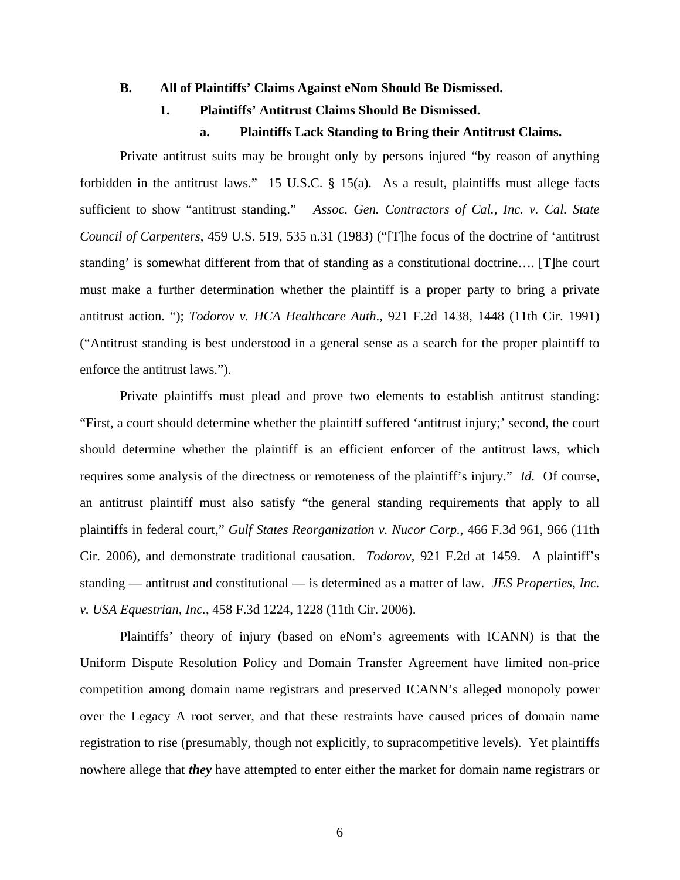### B. All of Plaintiffs' Claims Against eNom Should Be Dismissed.

#### 1. Plaintiffs' Antitrust Claims Should Be Dismissed.

##### a. Plaintiffs Lack Standing to Bring their Antitrust Claims.

Private antitrust suits may be brought only by persons injured "by reason of anything forbidden in the antitrust laws." 15 U.S.C. § 15(a). As a result, plaintiffs must allege facts sufficient to show "antitrust standing." *Assoc. Gen. Contractors of Cal., Inc. v. Cal. State Council of Carpenters*, 459 U.S. 519, 535 n.31 (1983) ("[T]he focus of the doctrine of 'antitrust standing' is somewhat different from that of standing as a constitutional doctrine…. [T]he court must make a further determination whether the plaintiff is a proper party to bring a private antitrust action. "); *Todorov v. HCA Healthcare Auth*., 921 F.2d 1438, 1448 (11th Cir. 1991) ("Antitrust standing is best understood in a general sense as a search for the proper plaintiff to enforce the antitrust laws.").

Private plaintiffs must plead and prove two elements to establish antitrust standing: "First, a court should determine whether the plaintiff suffered 'antitrust injury;' second, the court should determine whether the plaintiff is an efficient enforcer of the antitrust laws, which requires some analysis of the directness or remoteness of the plaintiff's injury." *Id.* Of course, an antitrust plaintiff must also satisfy "the general standing requirements that apply to all plaintiffs in federal court," *Gulf States Reorganization v. Nucor Corp.*, 466 F.3d 961, 966 (11th Cir. 2006), and demonstrate traditional causation. *Todorov*, 921 F.2d at 1459. A plaintiff's standing — antitrust and constitutional — is determined as a matter of law. *JES Properties, Inc. v. USA Equestrian, Inc.*, 458 F.3d 1224, 1228 (11th Cir. 2006).

Plaintiffs' theory of injury (based on eNom's agreements with ICANN) is that the Uniform Dispute Resolution Policy and Domain Transfer Agreement have limited non-price competition among domain name registrars and preserved ICANN's alleged monopoly power over the Legacy A root server, and that these restraints have caused prices of domain name registration to rise (presumably, though not explicitly, to supracompetitive levels). Yet plaintiffs nowhere allege that ***they*** have attempted to enter either the market for domain name registrars or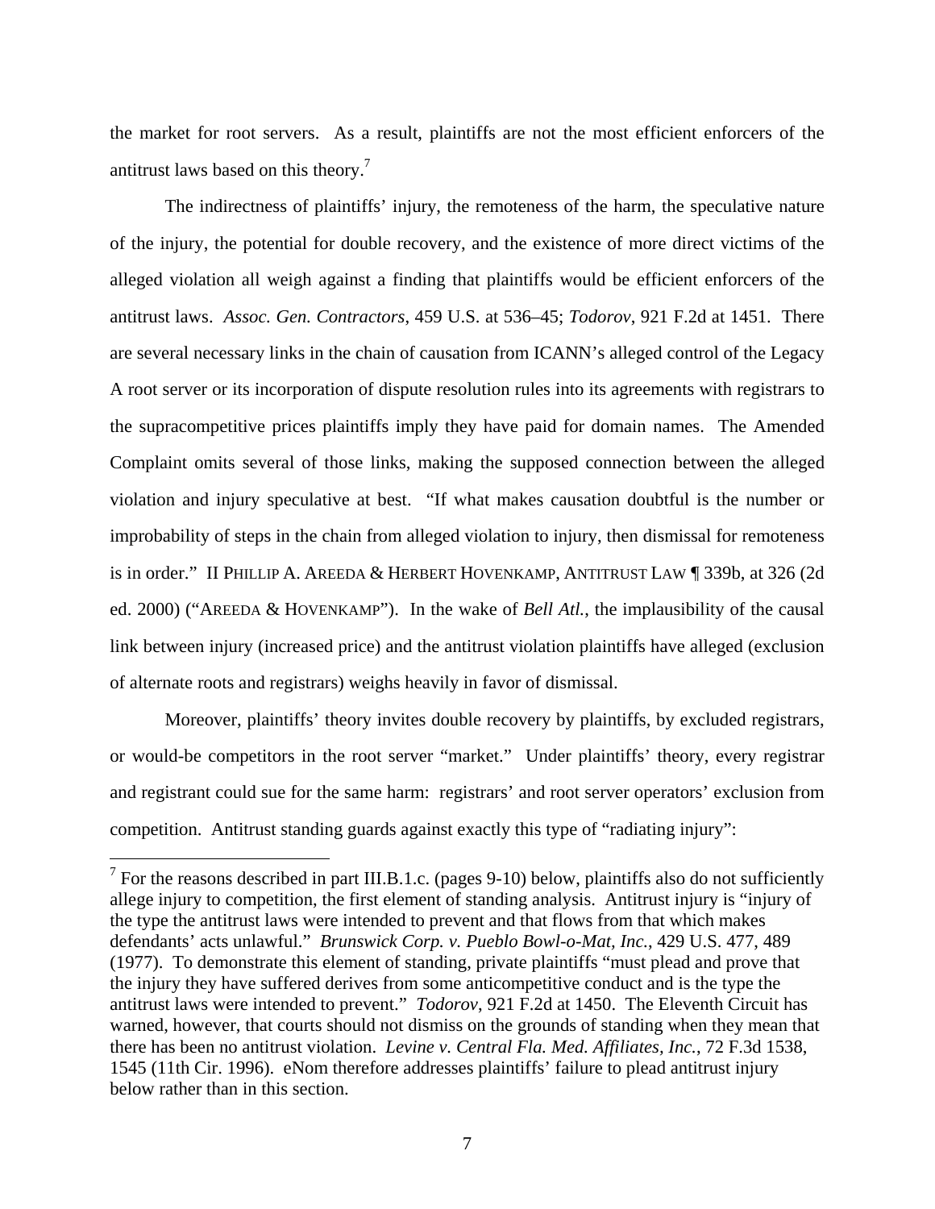the market for root servers. As a result, plaintiffs are not the most efficient enforcers of the antitrust laws based on this theory.[7]

The indirectness of plaintiffs' injury, the remoteness of the harm, the speculative nature of the injury, the potential for double recovery, and the existence of more direct victims of the alleged violation all weigh against a finding that plaintiffs would be efficient enforcers of the antitrust laws. *Assoc. Gen. Contractors*, 459 U.S. at 536–45; *Todorov*, 921 F.2d at 1451. There are several necessary links in the chain of causation from ICANN's alleged control of the Legacy A root server or its incorporation of dispute resolution rules into its agreements with registrars to the supracompetitive prices plaintiffs imply they have paid for domain names. The Amended Complaint omits several of those links, making the supposed connection between the alleged violation and injury speculative at best. "If what makes causation doubtful is the number or improbability of steps in the chain from alleged violation to injury, then dismissal for remoteness is in order." II PHILLIP A. AREEDA & HERBERT HOVENKAMP, ANTITRUST LAW ¶ 339b, at 326 (2d ed. 2000) ("AREEDA & HOVENKAMP"). In the wake of *Bell Atl.*, the implausibility of the causal link between injury (increased price) and the antitrust violation plaintiffs have alleged (exclusion of alternate roots and registrars) weighs heavily in favor of dismissal.

Moreover, plaintiffs' theory invites double recovery by plaintiffs, by excluded registrars, or would-be competitors in the root server "market." Under plaintiffs' theory, every registrar and registrant could sue for the same harm: registrars' and root server operators' exclusion from competition. Antitrust standing guards against exactly this type of "radiating injury":

---

[7] For the reasons described in part III.B.1.c. (pages 9-10) below, plaintiffs also do not sufficiently allege injury to competition, the first element of standing analysis. Antitrust injury is "injury of the type the antitrust laws were intended to prevent and that flows from that which makes defendants' acts unlawful." *Brunswick Corp. v. Pueblo Bowl-o-Mat, Inc.*, 429 U.S. 477, 489 (1977). To demonstrate this element of standing, private plaintiffs "must plead and prove that the injury they have suffered derives from some anticompetitive conduct and is the type the antitrust laws were intended to prevent." *Todorov*, 921 F.2d at 1450. The Eleventh Circuit has warned, however, that courts should not dismiss on the grounds of standing when they mean that there has been no antitrust violation. *Levine v. Central Fla. Med. Affiliates, Inc.*, 72 F.3d 1538, 1545 (11th Cir. 1996). eNom therefore addresses plaintiffs' failure to plead antitrust injury below rather than in this section.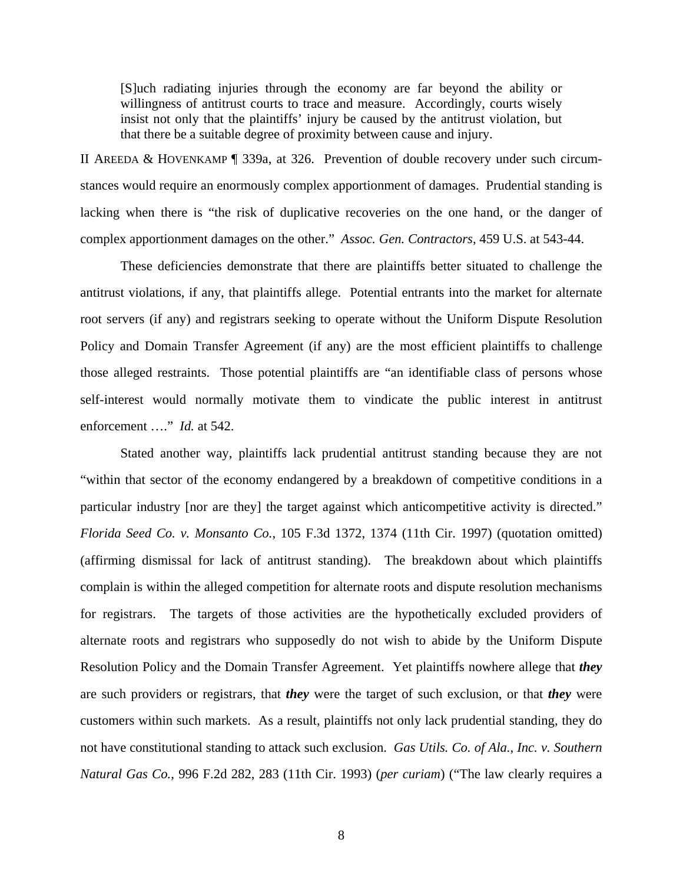> [S]uch radiating injuries through the economy are far beyond the ability or willingness of antitrust courts to trace and measure. Accordingly, courts wisely insist not only that the plaintiffs' injury be caused by the antitrust violation, but that there be a suitable degree of proximity between cause and injury.

II AREEDA & HOVENKAMP ¶ 339a, at 326. Prevention of double recovery under such circumstances would require an enormously complex apportionment of damages. Prudential standing is lacking when there is "the risk of duplicative recoveries on the one hand, or the danger of complex apportionment damages on the other." *Assoc. Gen. Contractors*, 459 U.S. at 543-44.

These deficiencies demonstrate that there are plaintiffs better situated to challenge the antitrust violations, if any, that plaintiffs allege. Potential entrants into the market for alternate root servers (if any) and registrars seeking to operate without the Uniform Dispute Resolution Policy and Domain Transfer Agreement (if any) are the most efficient plaintiffs to challenge those alleged restraints. Those potential plaintiffs are "an identifiable class of persons whose self-interest would normally motivate them to vindicate the public interest in antitrust enforcement …." *Id.* at 542.

Stated another way, plaintiffs lack prudential antitrust standing because they are not "within that sector of the economy endangered by a breakdown of competitive conditions in a particular industry [nor are they] the target against which anticompetitive activity is directed." *Florida Seed Co. v. Monsanto Co.*, 105 F.3d 1372, 1374 (11th Cir. 1997) (quotation omitted) (affirming dismissal for lack of antitrust standing). The breakdown about which plaintiffs complain is within the alleged competition for alternate roots and dispute resolution mechanisms for registrars. The targets of those activities are the hypothetically excluded providers of alternate roots and registrars who supposedly do not wish to abide by the Uniform Dispute Resolution Policy and the Domain Transfer Agreement. Yet plaintiffs nowhere allege that ***they*** are such providers or registrars, that ***they*** were the target of such exclusion, or that ***they*** were customers within such markets. As a result, plaintiffs not only lack prudential standing, they do not have constitutional standing to attack such exclusion. *Gas Utils. Co. of Ala., Inc. v. Southern Natural Gas Co.*, 996 F.2d 282, 283 (11th Cir. 1993) (*per curiam*) ("The law clearly requires a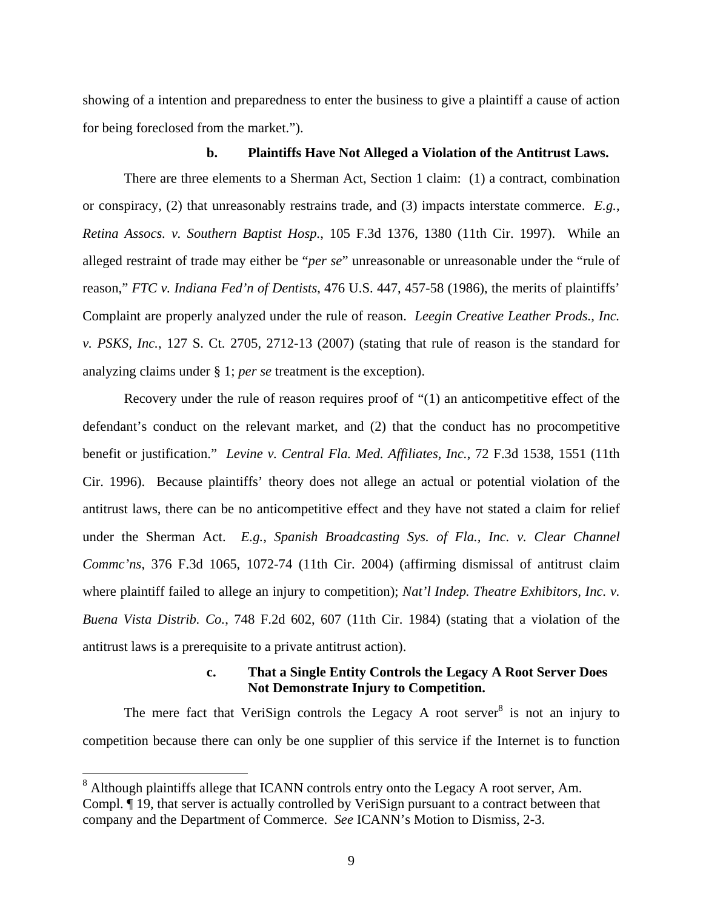showing of a intention and preparedness to enter the business to give a plaintiff a cause of action for being foreclosed from the market.").

**b. Plaintiffs Have Not Alleged a Violation of the Antitrust Laws.**

There are three elements to a Sherman Act, Section 1 claim: (1) a contract, combination or conspiracy, (2) that unreasonably restrains trade, and (3) impacts interstate commerce. *E.g.*, *Retina Assocs. v. Southern Baptist Hosp.*, 105 F.3d 1376, 1380 (11th Cir. 1997). While an alleged restraint of trade may either be "*per se*" unreasonable or unreasonable under the "rule of reason," *FTC v. Indiana Fed'n of Dentists*, 476 U.S. 447, 457-58 (1986), the merits of plaintiffs' Complaint are properly analyzed under the rule of reason. *Leegin Creative Leather Prods., Inc. v. PSKS, Inc.*, 127 S. Ct. 2705, 2712-13 (2007) (stating that rule of reason is the standard for analyzing claims under § 1; *per se* treatment is the exception).

Recovery under the rule of reason requires proof of "(1) an anticompetitive effect of the defendant's conduct on the relevant market, and (2) that the conduct has no procompetitive benefit or justification." *Levine v. Central Fla. Med. Affiliates, Inc.*, 72 F.3d 1538, 1551 (11th Cir. 1996). Because plaintiffs' theory does not allege an actual or potential violation of the antitrust laws, there can be no anticompetitive effect and they have not stated a claim for relief under the Sherman Act. *E.g.*, *Spanish Broadcasting Sys. of Fla., Inc. v. Clear Channel Commc'ns*, 376 F.3d 1065, 1072-74 (11th Cir. 2004) (affirming dismissal of antitrust claim where plaintiff failed to allege an injury to competition); *Nat'l Indep. Theatre Exhibitors, Inc. v. Buena Vista Distrib. Co.*, 748 F.2d 602, 607 (11th Cir. 1984) (stating that a violation of the antitrust laws is a prerequisite to a private antitrust action).

**c. That a Single Entity Controls the Legacy A Root Server Does Not Demonstrate Injury to Competition.**

The mere fact that VeriSign controls the Legacy A root server[8] is not an injury to competition because there can only be one supplier of this service if the Internet is to function

[8] Although plaintiffs allege that ICANN controls entry onto the Legacy A root server, Am. Compl. ¶ 19, that server is actually controlled by VeriSign pursuant to a contract between that company and the Department of Commerce. *See* ICANN's Motion to Dismiss, 2-3.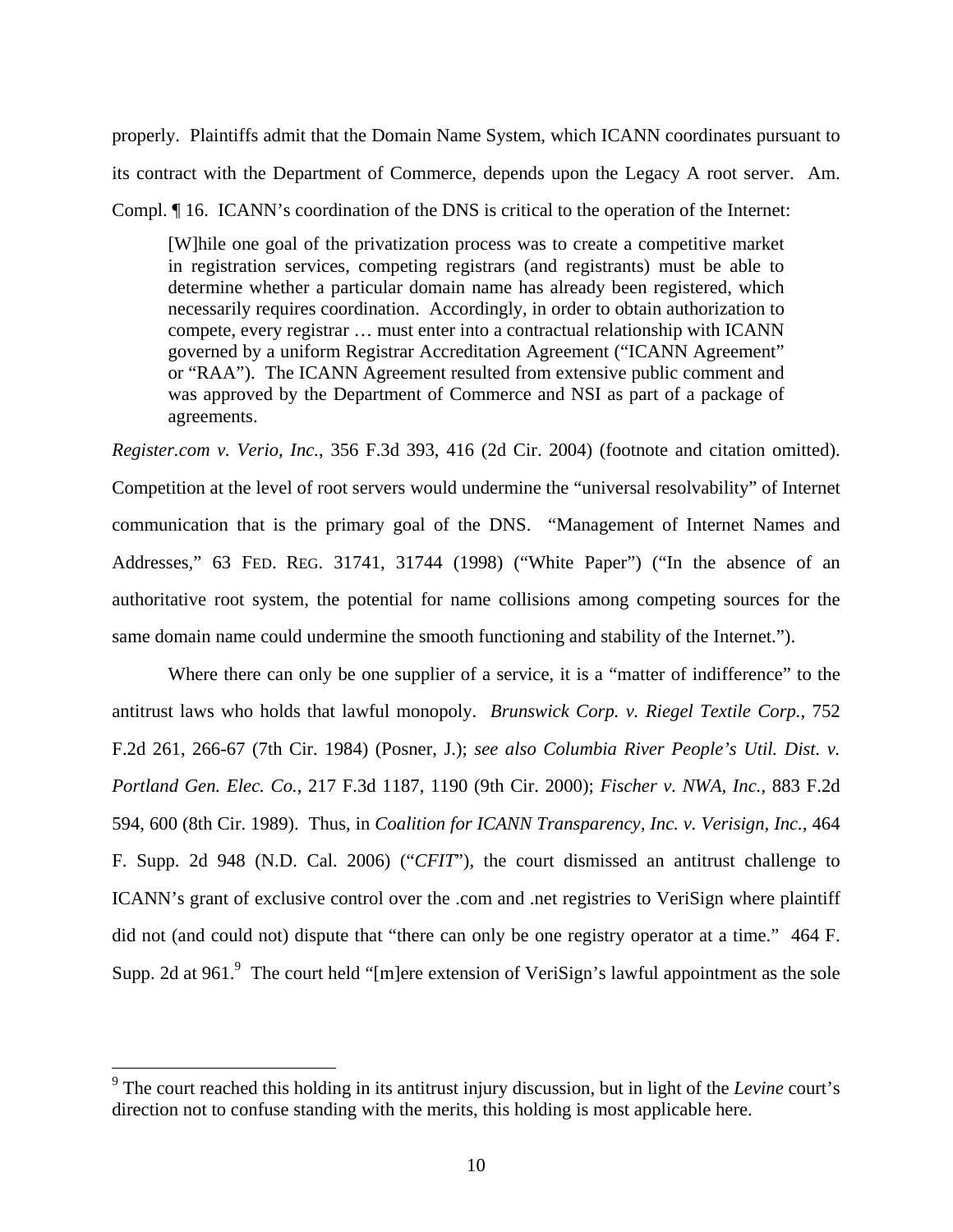properly. Plaintiffs admit that the Domain Name System, which ICANN coordinates pursuant to its contract with the Department of Commerce, depends upon the Legacy A root server. Am. Compl. ¶ 16. ICANN's coordination of the DNS is critical to the operation of the Internet:

> [W]hile one goal of the privatization process was to create a competitive market in registration services, competing registrars (and registrants) must be able to determine whether a particular domain name has already been registered, which necessarily requires coordination. Accordingly, in order to obtain authorization to compete, every registrar … must enter into a contractual relationship with ICANN governed by a uniform Registrar Accreditation Agreement ("ICANN Agreement" or "RAA"). The ICANN Agreement resulted from extensive public comment and was approved by the Department of Commerce and NSI as part of a package of agreements.

*Register.com v. Verio, Inc.*, 356 F.3d 393, 416 (2d Cir. 2004) (footnote and citation omitted). Competition at the level of root servers would undermine the "universal resolvability" of Internet communication that is the primary goal of the DNS. "Management of Internet Names and Addresses," 63 FED. REG. 31741, 31744 (1998) ("White Paper") ("In the absence of an authoritative root system, the potential for name collisions among competing sources for the same domain name could undermine the smooth functioning and stability of the Internet.").

Where there can only be one supplier of a service, it is a "matter of indifference" to the antitrust laws who holds that lawful monopoly. *Brunswick Corp. v. Riegel Textile Corp.*, 752 F.2d 261, 266-67 (7th Cir. 1984) (Posner, J.); *see also Columbia River People's Util. Dist. v. Portland Gen. Elec. Co.*, 217 F.3d 1187, 1190 (9th Cir. 2000); *Fischer v. NWA, Inc.*, 883 F.2d 594, 600 (8th Cir. 1989). Thus, in *Coalition for ICANN Transparency, Inc. v. Verisign, Inc.*, 464 F. Supp. 2d 948 (N.D. Cal. 2006) ("*CFIT*"), the court dismissed an antitrust challenge to ICANN's grant of exclusive control over the .com and .net registries to VeriSign where plaintiff did not (and could not) dispute that "there can only be one registry operator at a time." 464 F. Supp. 2d at 961.[9] The court held "[m]ere extension of VeriSign's lawful appointment as the sole

[9] The court reached this holding in its antitrust injury discussion, but in light of the *Levine* court's direction not to confuse standing with the merits, this holding is most applicable here.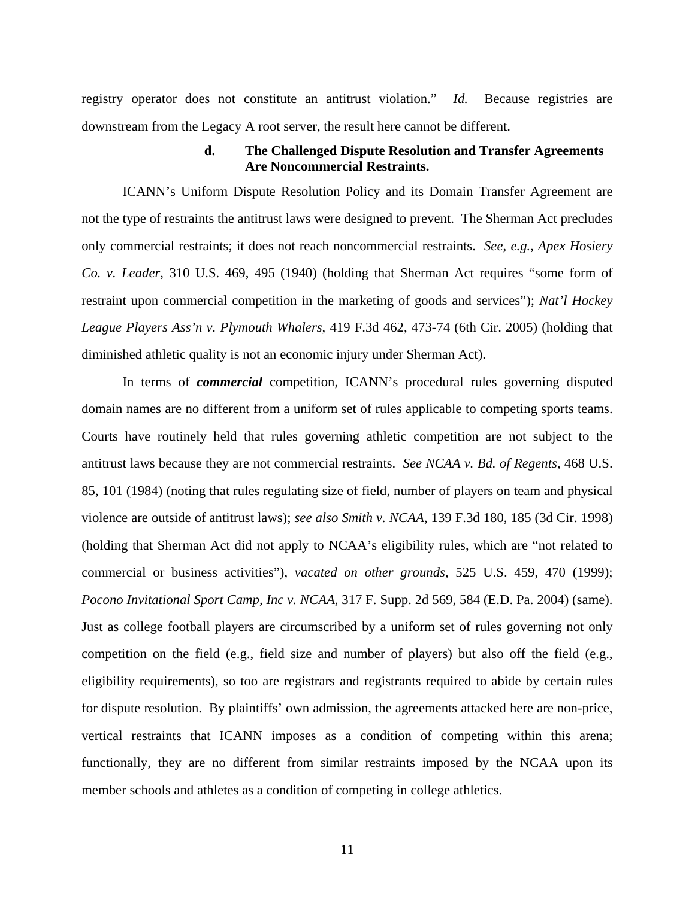registry operator does not constitute an antitrust violation." *Id.* Because registries are downstream from the Legacy A root server, the result here cannot be different.

#### d. The Challenged Dispute Resolution and Transfer Agreements Are Noncommercial Restraints.

ICANN's Uniform Dispute Resolution Policy and its Domain Transfer Agreement are not the type of restraints the antitrust laws were designed to prevent. The Sherman Act precludes only commercial restraints; it does not reach noncommercial restraints. *See*, *e.g.*, *Apex Hosiery Co. v. Leader*, 310 U.S. 469, 495 (1940) (holding that Sherman Act requires "some form of restraint upon commercial competition in the marketing of goods and services"); *Nat'l Hockey League Players Ass'n v. Plymouth Whalers*, 419 F.3d 462, 473-74 (6th Cir. 2005) (holding that diminished athletic quality is not an economic injury under Sherman Act).

In terms of ***commercial*** competition, ICANN's procedural rules governing disputed domain names are no different from a uniform set of rules applicable to competing sports teams. Courts have routinely held that rules governing athletic competition are not subject to the antitrust laws because they are not commercial restraints. *See NCAA v. Bd. of Regents*, 468 U.S. 85, 101 (1984) (noting that rules regulating size of field, number of players on team and physical violence are outside of antitrust laws); *see also Smith v. NCAA*, 139 F.3d 180, 185 (3d Cir. 1998) (holding that Sherman Act did not apply to NCAA's eligibility rules, which are "not related to commercial or business activities"), *vacated on other grounds*, 525 U.S. 459, 470 (1999); *Pocono Invitational Sport Camp, Inc v. NCAA*, 317 F. Supp. 2d 569, 584 (E.D. Pa. 2004) (same). Just as college football players are circumscribed by a uniform set of rules governing not only competition on the field (e.g., field size and number of players) but also off the field (e.g., eligibility requirements), so too are registrars and registrants required to abide by certain rules for dispute resolution. By plaintiffs' own admission, the agreements attacked here are non-price, vertical restraints that ICANN imposes as a condition of competing within this arena; functionally, they are no different from similar restraints imposed by the NCAA upon its member schools and athletes as a condition of competing in college athletics.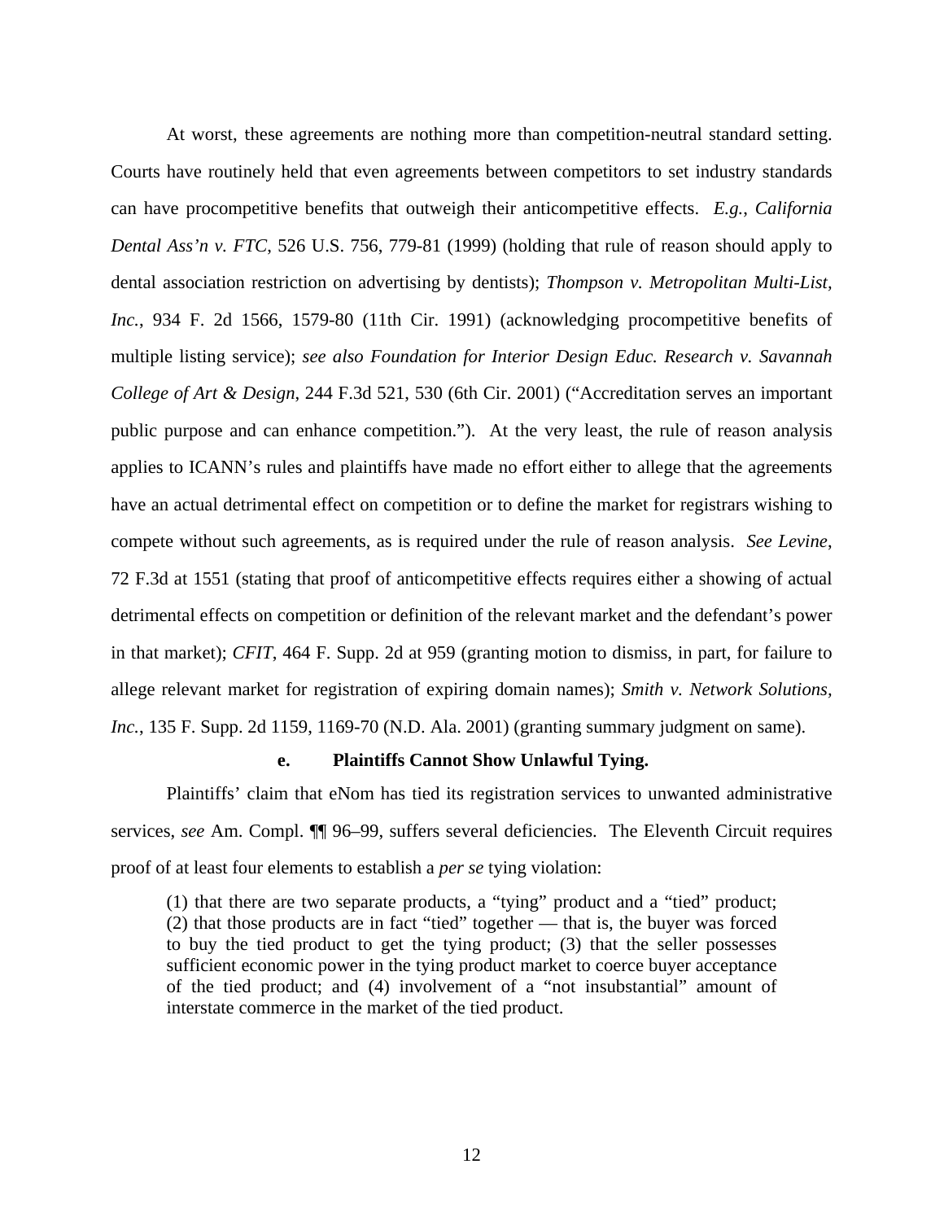At worst, these agreements are nothing more than competition-neutral standard setting. Courts have routinely held that even agreements between competitors to set industry standards can have procompetitive benefits that outweigh their anticompetitive effects. *E.g.*, *California Dental Ass'n v. FTC*, 526 U.S. 756, 779-81 (1999) (holding that rule of reason should apply to dental association restriction on advertising by dentists); *Thompson v. Metropolitan Multi-List, Inc.*, 934 F. 2d 1566, 1579-80 (11th Cir. 1991) (acknowledging procompetitive benefits of multiple listing service); *see also Foundation for Interior Design Educ. Research v. Savannah College of Art & Design*, 244 F.3d 521, 530 (6th Cir. 2001) ("Accreditation serves an important public purpose and can enhance competition."). At the very least, the rule of reason analysis applies to ICANN's rules and plaintiffs have made no effort either to allege that the agreements have an actual detrimental effect on competition or to define the market for registrars wishing to compete without such agreements, as is required under the rule of reason analysis. *See Levine*, 72 F.3d at 1551 (stating that proof of anticompetitive effects requires either a showing of actual detrimental effects on competition or definition of the relevant market and the defendant's power in that market); *CFIT*, 464 F. Supp. 2d at 959 (granting motion to dismiss, in part, for failure to allege relevant market for registration of expiring domain names); *Smith v. Network Solutions, Inc.*, 135 F. Supp. 2d 1159, 1169-70 (N.D. Ala. 2001) (granting summary judgment on same).

#### e. Plaintiffs Cannot Show Unlawful Tying.

Plaintiffs' claim that eNom has tied its registration services to unwanted administrative services, *see* Am. Compl. ¶¶ 96–99, suffers several deficiencies. The Eleventh Circuit requires proof of at least four elements to establish a *per se* tying violation:

> (1) that there are two separate products, a "tying" product and a "tied" product; (2) that those products are in fact "tied" together — that is, the buyer was forced to buy the tied product to get the tying product; (3) that the seller possesses sufficient economic power in the tying product market to coerce buyer acceptance of the tied product; and (4) involvement of a "not insubstantial" amount of interstate commerce in the market of the tied product.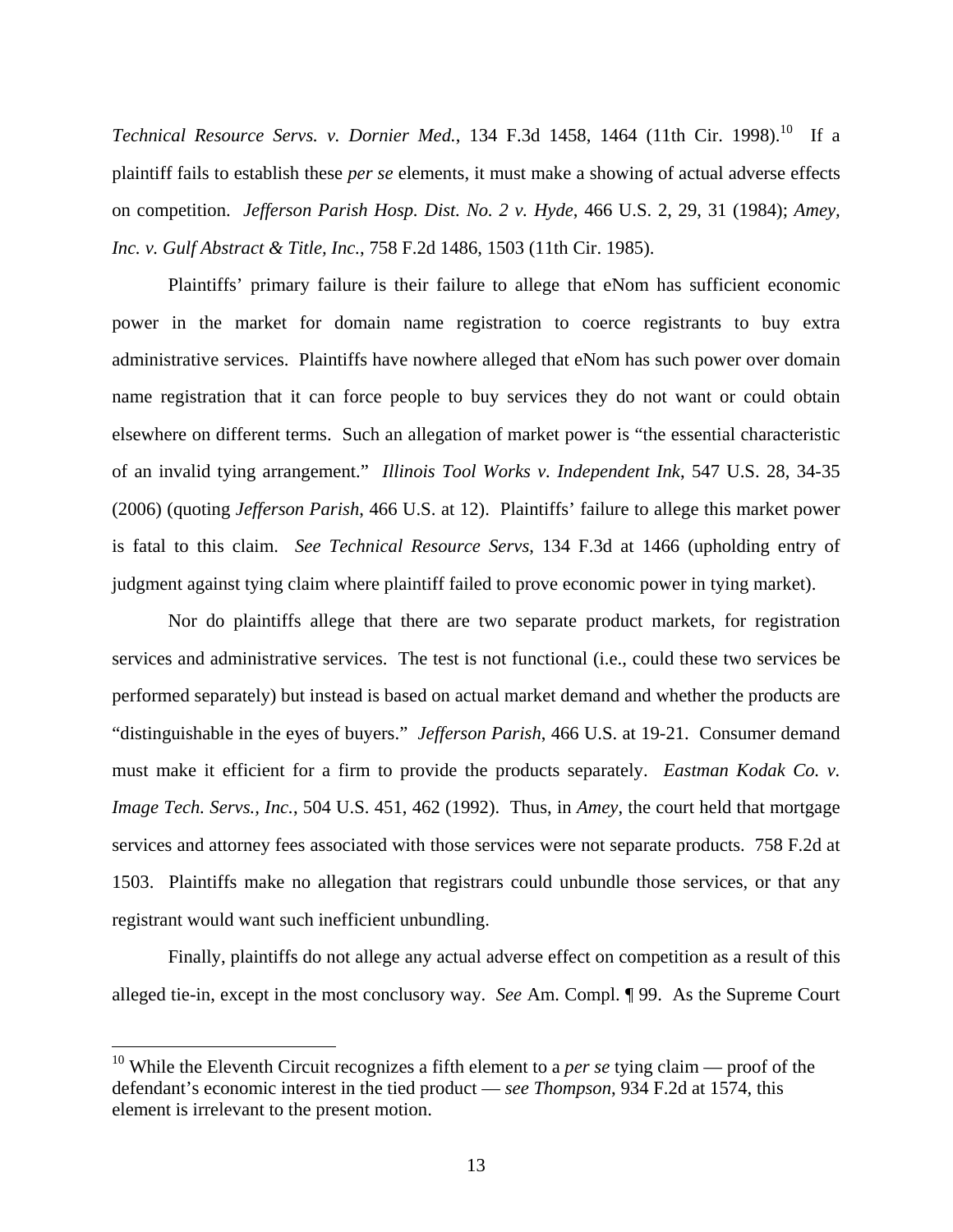*Technical Resource Servs. v. Dornier Med.*, 134 F.3d 1458, 1464 (11th Cir. 1998).[10] If a plaintiff fails to establish these *per se* elements, it must make a showing of actual adverse effects on competition. *Jefferson Parish Hosp. Dist. No. 2 v. Hyde*, 466 U.S. 2, 29, 31 (1984); *Amey, Inc. v. Gulf Abstract & Title, Inc.*, 758 F.2d 1486, 1503 (11th Cir. 1985).

Plaintiffs' primary failure is their failure to allege that eNom has sufficient economic power in the market for domain name registration to coerce registrants to buy extra administrative services. Plaintiffs have nowhere alleged that eNom has such power over domain name registration that it can force people to buy services they do not want or could obtain elsewhere on different terms. Such an allegation of market power is "the essential characteristic of an invalid tying arrangement." *Illinois Tool Works v. Independent Ink*, 547 U.S. 28, 34-35 (2006) (quoting *Jefferson Parish*, 466 U.S. at 12). Plaintiffs' failure to allege this market power is fatal to this claim. *See Technical Resource Servs*, 134 F.3d at 1466 (upholding entry of judgment against tying claim where plaintiff failed to prove economic power in tying market).

Nor do plaintiffs allege that there are two separate product markets, for registration services and administrative services. The test is not functional (i.e., could these two services be performed separately) but instead is based on actual market demand and whether the products are "distinguishable in the eyes of buyers." *Jefferson Parish*, 466 U.S. at 19-21. Consumer demand must make it efficient for a firm to provide the products separately. *Eastman Kodak Co. v. Image Tech. Servs., Inc.*, 504 U.S. 451, 462 (1992). Thus, in *Amey*, the court held that mortgage services and attorney fees associated with those services were not separate products. 758 F.2d at 1503. Plaintiffs make no allegation that registrars could unbundle those services, or that any registrant would want such inefficient unbundling.

Finally, plaintiffs do not allege any actual adverse effect on competition as a result of this alleged tie-in, except in the most conclusory way. *See* Am. Compl. ¶ 99. As the Supreme Court

---

[10] While the Eleventh Circuit recognizes a fifth element to a *per se* tying claim — proof of the defendant's economic interest in the tied product — *see Thompson*, 934 F.2d at 1574, this element is irrelevant to the present motion.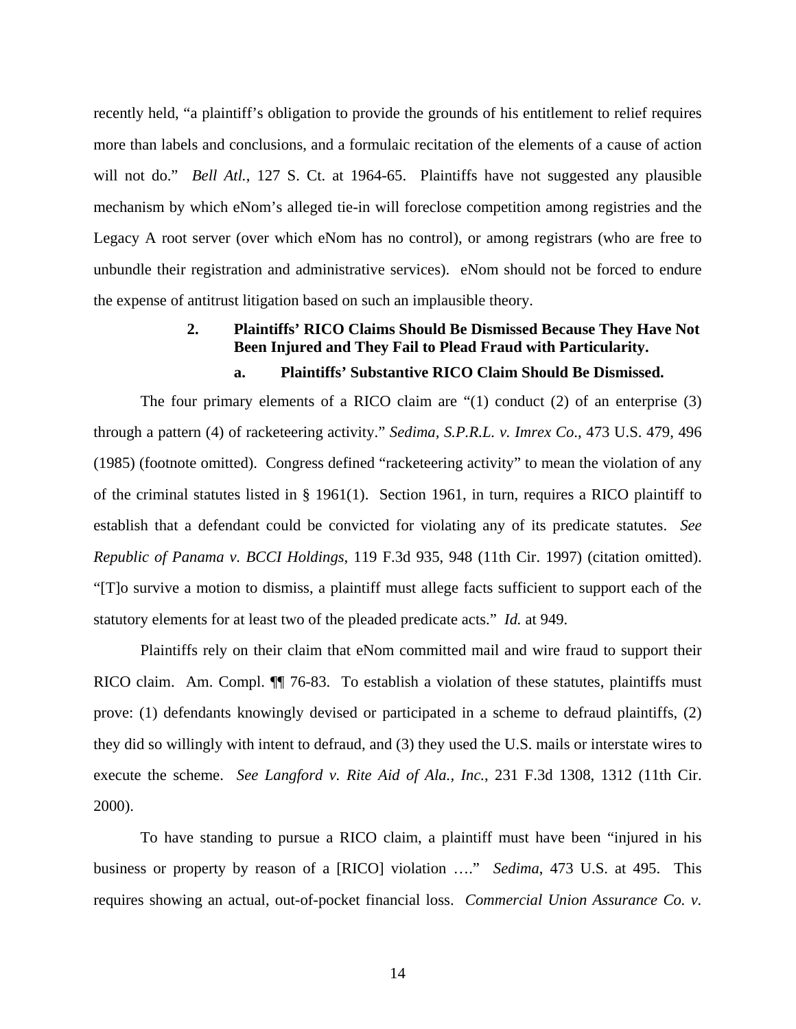recently held, "a plaintiff's obligation to provide the grounds of his entitlement to relief requires more than labels and conclusions, and a formulaic recitation of the elements of a cause of action will not do." *Bell Atl.*, 127 S. Ct. at 1964-65. Plaintiffs have not suggested any plausible mechanism by which eNom's alleged tie-in will foreclose competition among registries and the Legacy A root server (over which eNom has no control), or among registrars (who are free to unbundle their registration and administrative services). eNom should not be forced to endure the expense of antitrust litigation based on such an implausible theory.

### 2. Plaintiffs' RICO Claims Should Be Dismissed Because They Have Not Been Injured and They Fail to Plead Fraud with Particularity.

#### a. Plaintiffs' Substantive RICO Claim Should Be Dismissed.

The four primary elements of a RICO claim are "(1) conduct (2) of an enterprise (3) through a pattern (4) of racketeering activity." *Sedima, S.P.R.L. v. Imrex Co.*, 473 U.S. 479, 496 (1985) (footnote omitted). Congress defined "racketeering activity" to mean the violation of any of the criminal statutes listed in § 1961(1). Section 1961, in turn, requires a RICO plaintiff to establish that a defendant could be convicted for violating any of its predicate statutes. *See Republic of Panama v. BCCI Holdings*, 119 F.3d 935, 948 (11th Cir. 1997) (citation omitted). "[T]o survive a motion to dismiss, a plaintiff must allege facts sufficient to support each of the statutory elements for at least two of the pleaded predicate acts." *Id.* at 949.

Plaintiffs rely on their claim that eNom committed mail and wire fraud to support their RICO claim. Am. Compl. ¶¶ 76-83. To establish a violation of these statutes, plaintiffs must prove: (1) defendants knowingly devised or participated in a scheme to defraud plaintiffs, (2) they did so willingly with intent to defraud, and (3) they used the U.S. mails or interstate wires to execute the scheme. *See Langford v. Rite Aid of Ala., Inc.*, 231 F.3d 1308, 1312 (11th Cir. 2000).

To have standing to pursue a RICO claim, a plaintiff must have been "injured in his business or property by reason of a [RICO] violation …." *Sedima*, 473 U.S. at 495. This requires showing an actual, out-of-pocket financial loss. *Commercial Union Assurance Co. v.*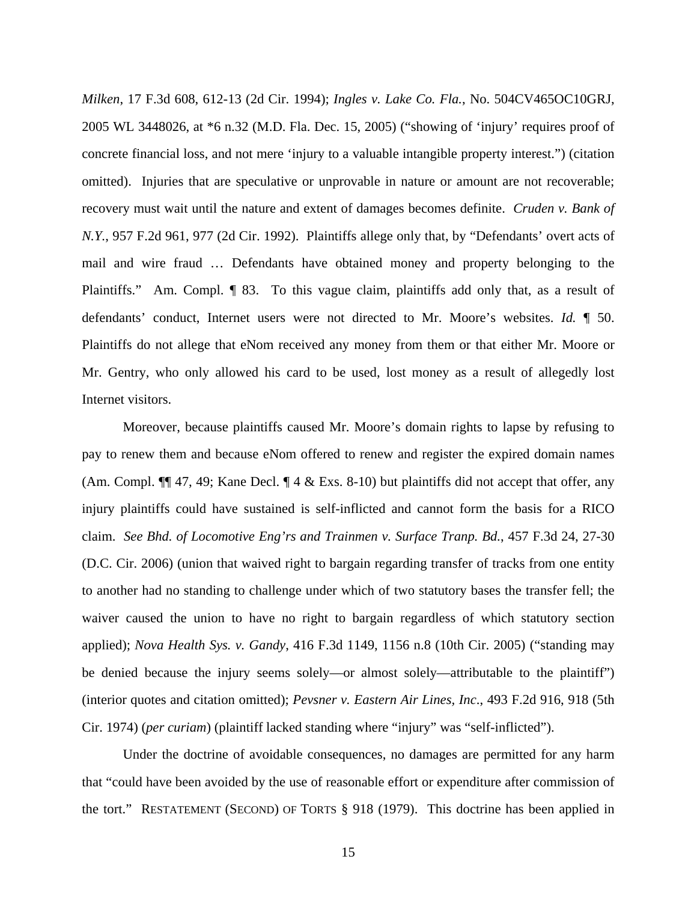*Milken*, 17 F.3d 608, 612-13 (2d Cir. 1994); *Ingles v. Lake Co. Fla.*, No. 504CV465OC10GRJ, 2005 WL 3448026, at *6 n.32 (M.D. Fla. Dec. 15, 2005) ("showing of 'injury' requires proof of concrete financial loss, and not mere 'injury to a valuable intangible property interest.") (citation omitted). Injuries that are speculative or unprovable in nature or amount are not recoverable; recovery must wait until the nature and extent of damages becomes definite. *Cruden v. Bank of N.Y.*, 957 F.2d 961, 977 (2d Cir. 1992). Plaintiffs allege only that, by "Defendants' overt acts of mail and wire fraud … Defendants have obtained money and property belonging to the Plaintiffs." Am. Compl. ¶ 83. To this vague claim, plaintiffs add only that, as a result of defendants' conduct, Internet users were not directed to Mr. Moore's websites. *Id.* ¶ 50. Plaintiffs do not allege that eNom received any money from them or that either Mr. Moore or Mr. Gentry, who only allowed his card to be used, lost money as a result of allegedly lost Internet visitors.

Moreover, because plaintiffs caused Mr. Moore's domain rights to lapse by refusing to pay to renew them and because eNom offered to renew and register the expired domain names (Am. Compl. ¶¶ 47, 49; Kane Decl. ¶ 4 & Exs. 8-10) but plaintiffs did not accept that offer, any injury plaintiffs could have sustained is self-inflicted and cannot form the basis for a RICO claim. *See Bhd. of Locomotive Eng'rs and Trainmen v. Surface Tranp. Bd.*, 457 F.3d 24, 27-30 (D.C. Cir. 2006) (union that waived right to bargain regarding transfer of tracks from one entity to another had no standing to challenge under which of two statutory bases the transfer fell; the waiver caused the union to have no right to bargain regardless of which statutory section applied); *Nova Health Sys. v. Gandy*, 416 F.3d 1149, 1156 n.8 (10th Cir. 2005) ("standing may be denied because the injury seems solely—or almost solely—attributable to the plaintiff") (interior quotes and citation omitted); *Pevsner v. Eastern Air Lines, Inc*., 493 F.2d 916, 918 (5th Cir. 1974) (*per curiam*) (plaintiff lacked standing where "injury" was "self-inflicted").

Under the doctrine of avoidable consequences, no damages are permitted for any harm that "could have been avoided by the use of reasonable effort or expenditure after commission of the tort." RESTATEMENT (SECOND) OF TORTS § 918 (1979). This doctrine has been applied in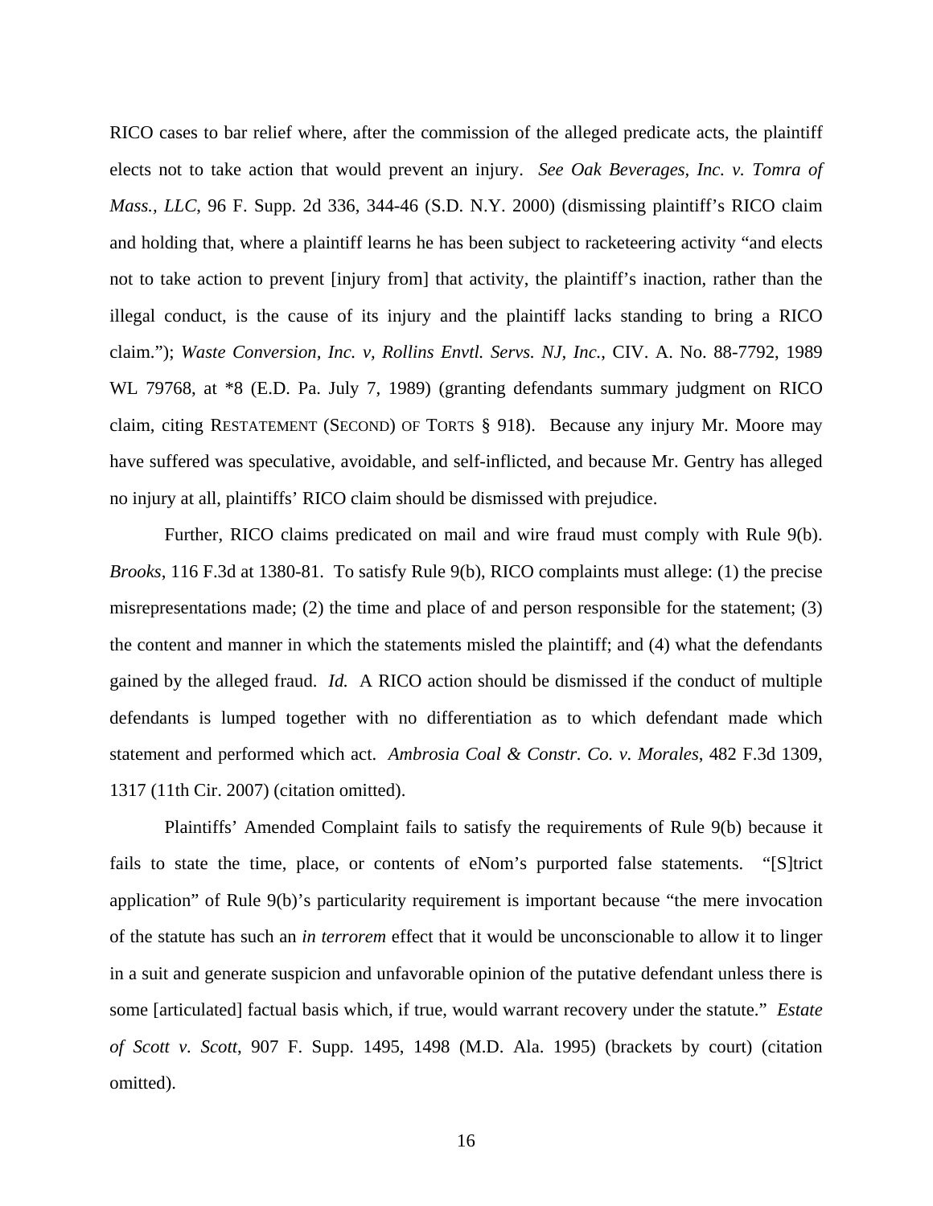RICO cases to bar relief where, after the commission of the alleged predicate acts, the plaintiff elects not to take action that would prevent an injury. *See Oak Beverages, Inc. v. Tomra of Mass., LLC*, 96 F. Supp. 2d 336, 344-46 (S.D. N.Y. 2000) (dismissing plaintiff's RICO claim and holding that, where a plaintiff learns he has been subject to racketeering activity "and elects not to take action to prevent [injury from] that activity, the plaintiff's inaction, rather than the illegal conduct, is the cause of its injury and the plaintiff lacks standing to bring a RICO claim."); *Waste Conversion, Inc. v, Rollins Envtl. Servs. NJ, Inc.*, CIV. A. No. 88-7792, 1989 WL 79768, at \*8 (E.D. Pa. July 7, 1989) (granting defendants summary judgment on RICO claim, citing RESTATEMENT (SECOND) OF TORTS § 918). Because any injury Mr. Moore may have suffered was speculative, avoidable, and self-inflicted, and because Mr. Gentry has alleged no injury at all, plaintiffs' RICO claim should be dismissed with prejudice.

Further, RICO claims predicated on mail and wire fraud must comply with Rule 9(b). *Brooks*, 116 F.3d at 1380-81. To satisfy Rule 9(b), RICO complaints must allege: (1) the precise misrepresentations made; (2) the time and place of and person responsible for the statement; (3) the content and manner in which the statements misled the plaintiff; and (4) what the defendants gained by the alleged fraud. *Id.* A RICO action should be dismissed if the conduct of multiple defendants is lumped together with no differentiation as to which defendant made which statement and performed which act. *Ambrosia Coal & Constr. Co. v. Morales*, 482 F.3d 1309, 1317 (11th Cir. 2007) (citation omitted).

Plaintiffs' Amended Complaint fails to satisfy the requirements of Rule 9(b) because it fails to state the time, place, or contents of eNom's purported false statements. "[S]trict application" of Rule 9(b)'s particularity requirement is important because "the mere invocation of the statute has such an *in terrorem* effect that it would be unconscionable to allow it to linger in a suit and generate suspicion and unfavorable opinion of the putative defendant unless there is some [articulated] factual basis which, if true, would warrant recovery under the statute." *Estate of Scott v. Scott*, 907 F. Supp. 1495, 1498 (M.D. Ala. 1995) (brackets by court) (citation omitted).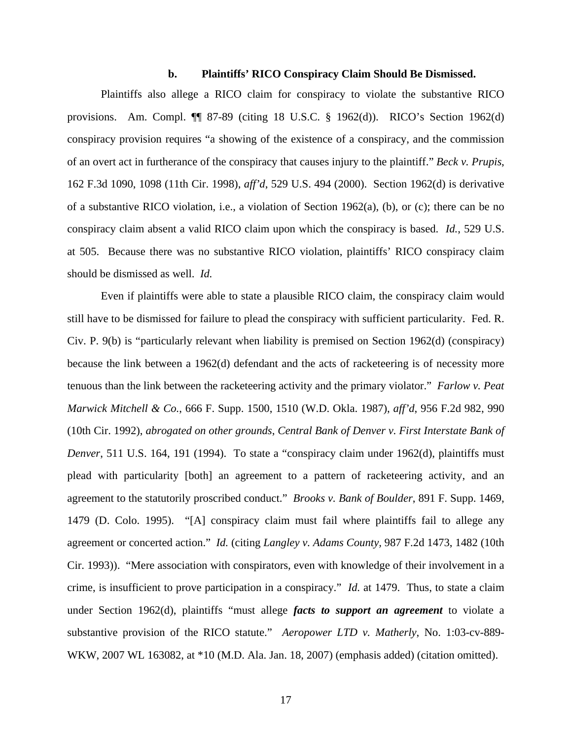### b. Plaintiffs' RICO Conspiracy Claim Should Be Dismissed.

Plaintiffs also allege a RICO claim for conspiracy to violate the substantive RICO provisions. Am. Compl. ¶¶ 87-89 (citing 18 U.S.C. § 1962(d)). RICO's Section 1962(d) conspiracy provision requires "a showing of the existence of a conspiracy, and the commission of an overt act in furtherance of the conspiracy that causes injury to the plaintiff." *Beck v. Prupis*, 162 F.3d 1090, 1098 (11th Cir. 1998), *aff'd*, 529 U.S. 494 (2000). Section 1962(d) is derivative of a substantive RICO violation, i.e., a violation of Section 1962(a), (b), or (c); there can be no conspiracy claim absent a valid RICO claim upon which the conspiracy is based. *Id.*, 529 U.S. at 505. Because there was no substantive RICO violation, plaintiffs' RICO conspiracy claim should be dismissed as well. *Id.*

Even if plaintiffs were able to state a plausible RICO claim, the conspiracy claim would still have to be dismissed for failure to plead the conspiracy with sufficient particularity. Fed. R. Civ. P. 9(b) is "particularly relevant when liability is premised on Section 1962(d) (conspiracy) because the link between a 1962(d) defendant and the acts of racketeering is of necessity more tenuous than the link between the racketeering activity and the primary violator." *Farlow v. Peat Marwick Mitchell & Co.*, 666 F. Supp. 1500, 1510 (W.D. Okla. 1987), *aff'd*, 956 F.2d 982, 990 (10th Cir. 1992), *abrogated on other grounds*, *Central Bank of Denver v. First Interstate Bank of Denver*, 511 U.S. 164, 191 (1994). To state a "conspiracy claim under 1962(d), plaintiffs must plead with particularity [both] an agreement to a pattern of racketeering activity, and an agreement to the statutorily proscribed conduct." *Brooks v. Bank of Boulder*, 891 F. Supp. 1469, 1479 (D. Colo. 1995). "[A] conspiracy claim must fail where plaintiffs fail to allege any agreement or concerted action." *Id.* (citing *Langley v. Adams County*, 987 F.2d 1473, 1482 (10th Cir. 1993)). "Mere association with conspirators, even with knowledge of their involvement in a crime, is insufficient to prove participation in a conspiracy." *Id.* at 1479. Thus, to state a claim under Section 1962(d), plaintiffs "must allege ***facts to support an agreement*** to violate a substantive provision of the RICO statute." *Aeropower LTD v. Matherly*, No. 1:03-cv-889-WKW, 2007 WL 163082, at *10 (M.D. Ala. Jan. 18, 2007) (emphasis added) (citation omitted).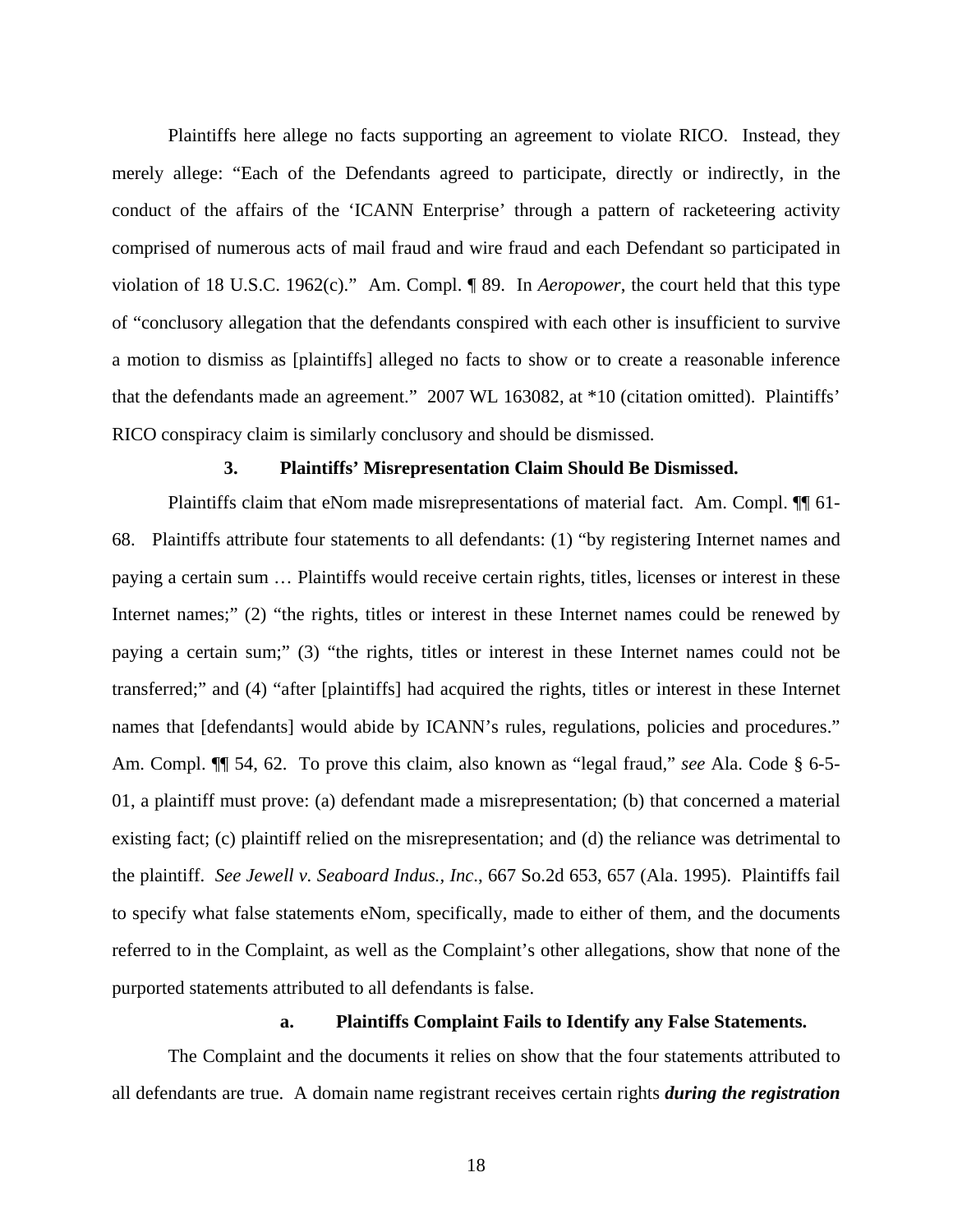Plaintiffs here allege no facts supporting an agreement to violate RICO. Instead, they merely allege: "Each of the Defendants agreed to participate, directly or indirectly, in the conduct of the affairs of the 'ICANN Enterprise' through a pattern of racketeering activity comprised of numerous acts of mail fraud and wire fraud and each Defendant so participated in violation of 18 U.S.C. 1962(c)." Am. Compl. ¶ 89. In *Aeropower*, the court held that this type of "conclusory allegation that the defendants conspired with each other is insufficient to survive a motion to dismiss as [plaintiffs] alleged no facts to show or to create a reasonable inference that the defendants made an agreement." 2007 WL 163082, at *10 (citation omitted). Plaintiffs' RICO conspiracy claim is similarly conclusory and should be dismissed.

### 3. Plaintiffs' Misrepresentation Claim Should Be Dismissed.

Plaintiffs claim that eNom made misrepresentations of material fact. Am. Compl. ¶¶ 61-68. Plaintiffs attribute four statements to all defendants: (1) "by registering Internet names and paying a certain sum … Plaintiffs would receive certain rights, titles, licenses or interest in these Internet names;" (2) "the rights, titles or interest in these Internet names could be renewed by paying a certain sum;" (3) "the rights, titles or interest in these Internet names could not be transferred;" and (4) "after [plaintiffs] had acquired the rights, titles or interest in these Internet names that [defendants] would abide by ICANN's rules, regulations, policies and procedures." Am. Compl. ¶¶ 54, 62. To prove this claim, also known as "legal fraud," *see* Ala. Code § 6-5-01, a plaintiff must prove: (a) defendant made a misrepresentation; (b) that concerned a material existing fact; (c) plaintiff relied on the misrepresentation; and (d) the reliance was detrimental to the plaintiff. *See Jewell v. Seaboard Indus., Inc*., 667 So.2d 653, 657 (Ala. 1995). Plaintiffs fail to specify what false statements eNom, specifically, made to either of them, and the documents referred to in the Complaint, as well as the Complaint's other allegations, show that none of the purported statements attributed to all defendants is false.

#### a. Plaintiffs Complaint Fails to Identify any False Statements.

The Complaint and the documents it relies on show that the four statements attributed to all defendants are true. A domain name registrant receives certain rights ***during the registration***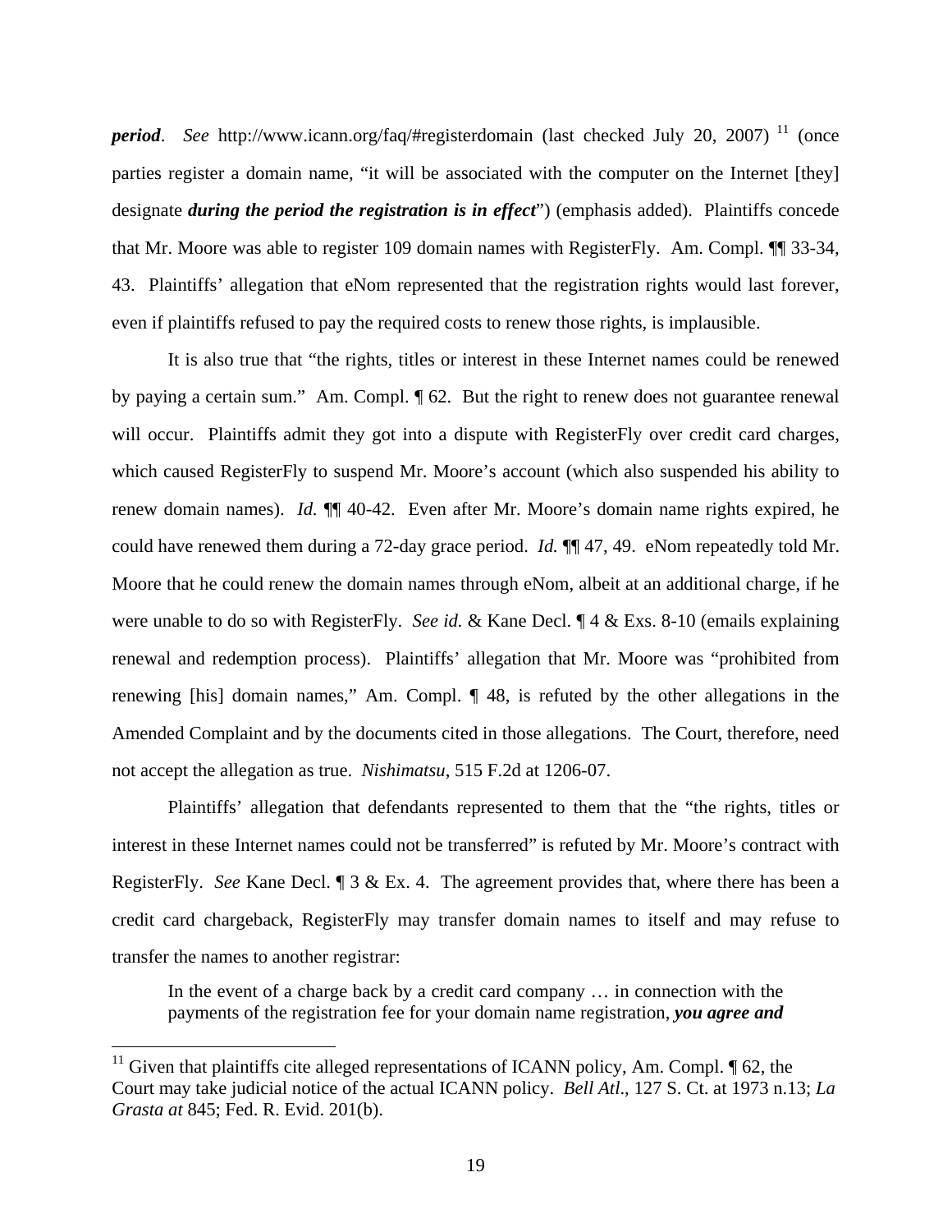***period***. *See* http://www.icann.org/faq/#registerdomain (last checked July 20, 2007) [11] (once parties register a domain name, "it will be associated with the computer on the Internet [they] designate ***during the period the registration is in effect***") (emphasis added). Plaintiffs concede that Mr. Moore was able to register 109 domain names with RegisterFly. Am. Compl. ¶¶ 33-34, 43. Plaintiffs' allegation that eNom represented that the registration rights would last forever, even if plaintiffs refused to pay the required costs to renew those rights, is implausible.

It is also true that "the rights, titles or interest in these Internet names could be renewed by paying a certain sum." Am. Compl. ¶ 62. But the right to renew does not guarantee renewal will occur. Plaintiffs admit they got into a dispute with RegisterFly over credit card charges, which caused RegisterFly to suspend Mr. Moore's account (which also suspended his ability to renew domain names). *Id.* ¶¶ 40-42. Even after Mr. Moore's domain name rights expired, he could have renewed them during a 72-day grace period. *Id.* ¶¶ 47, 49. eNom repeatedly told Mr. Moore that he could renew the domain names through eNom, albeit at an additional charge, if he were unable to do so with RegisterFly. *See id.* & Kane Decl. ¶ 4 & Exs. 8-10 (emails explaining renewal and redemption process). Plaintiffs' allegation that Mr. Moore was "prohibited from renewing [his] domain names," Am. Compl. ¶ 48, is refuted by the other allegations in the Amended Complaint and by the documents cited in those allegations. The Court, therefore, need not accept the allegation as true. *Nishimatsu*, 515 F.2d at 1206-07.

Plaintiffs' allegation that defendants represented to them that the "the rights, titles or interest in these Internet names could not be transferred" is refuted by Mr. Moore's contract with RegisterFly. *See* Kane Decl. ¶ 3 & Ex. 4. The agreement provides that, where there has been a credit card chargeback, RegisterFly may transfer domain names to itself and may refuse to transfer the names to another registrar:

> In the event of a charge back by a credit card company … in connection with the payments of the registration fee for your domain name registration, ***you agree and***

---

[11] Given that plaintiffs cite alleged representations of ICANN policy, Am. Compl. ¶ 62, the Court may take judicial notice of the actual ICANN policy. *Bell Atl*., 127 S. Ct. at 1973 n.13; *La Grasta at* 845; Fed. R. Evid. 201(b).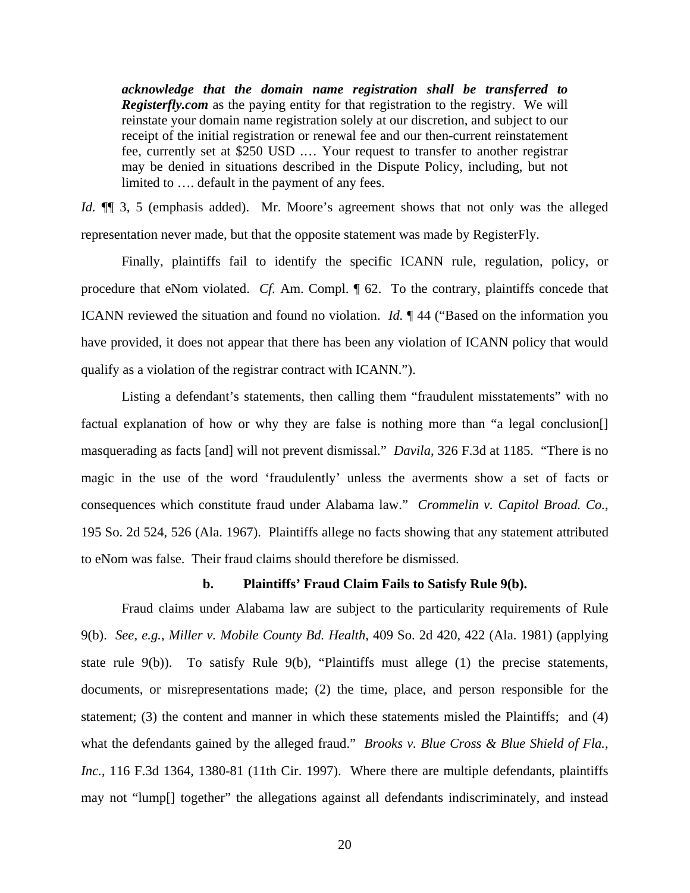> ***acknowledge that the domain name registration shall be transferred to Registerfly.com*** as the paying entity for that registration to the registry. We will reinstate your domain name registration solely at our discretion, and subject to our receipt of the initial registration or renewal fee and our then-current reinstatement fee, currently set at $250 USD .… Your request to transfer to another registrar may be denied in situations described in the Dispute Policy, including, but not limited to …. default in the payment of any fees.

*Id.* ¶¶ 3, 5 (emphasis added). Mr. Moore's agreement shows that not only was the alleged representation never made, but that the opposite statement was made by RegisterFly.

Finally, plaintiffs fail to identify the specific ICANN rule, regulation, policy, or procedure that eNom violated. *Cf.* Am. Compl. ¶ 62. To the contrary, plaintiffs concede that ICANN reviewed the situation and found no violation. *Id.* ¶ 44 ("Based on the information you have provided, it does not appear that there has been any violation of ICANN policy that would qualify as a violation of the registrar contract with ICANN.").

Listing a defendant's statements, then calling them "fraudulent misstatements" with no factual explanation of how or why they are false is nothing more than "a legal conclusion[] masquerading as facts [and] will not prevent dismissal." *Davila*, 326 F.3d at 1185. "There is no magic in the use of the word 'fraudulently' unless the averments show a set of facts or consequences which constitute fraud under Alabama law." *Crommelin v. Capitol Broad. Co.*, 195 So. 2d 524, 526 (Ala. 1967). Plaintiffs allege no facts showing that any statement attributed to eNom was false. Their fraud claims should therefore be dismissed.

**b. Plaintiffs' Fraud Claim Fails to Satisfy Rule 9(b).**

Fraud claims under Alabama law are subject to the particularity requirements of Rule 9(b). *See*, *e.g.*, *Miller v. Mobile County Bd. Health*, 409 So. 2d 420, 422 (Ala. 1981) (applying state rule 9(b)). To satisfy Rule 9(b), "Plaintiffs must allege (1) the precise statements, documents, or misrepresentations made; (2) the time, place, and person responsible for the statement; (3) the content and manner in which these statements misled the Plaintiffs; and (4) what the defendants gained by the alleged fraud." *Brooks v. Blue Cross & Blue Shield of Fla., Inc.*, 116 F.3d 1364, 1380-81 (11th Cir. 1997). Where there are multiple defendants, plaintiffs may not "lump[] together" the allegations against all defendants indiscriminately, and instead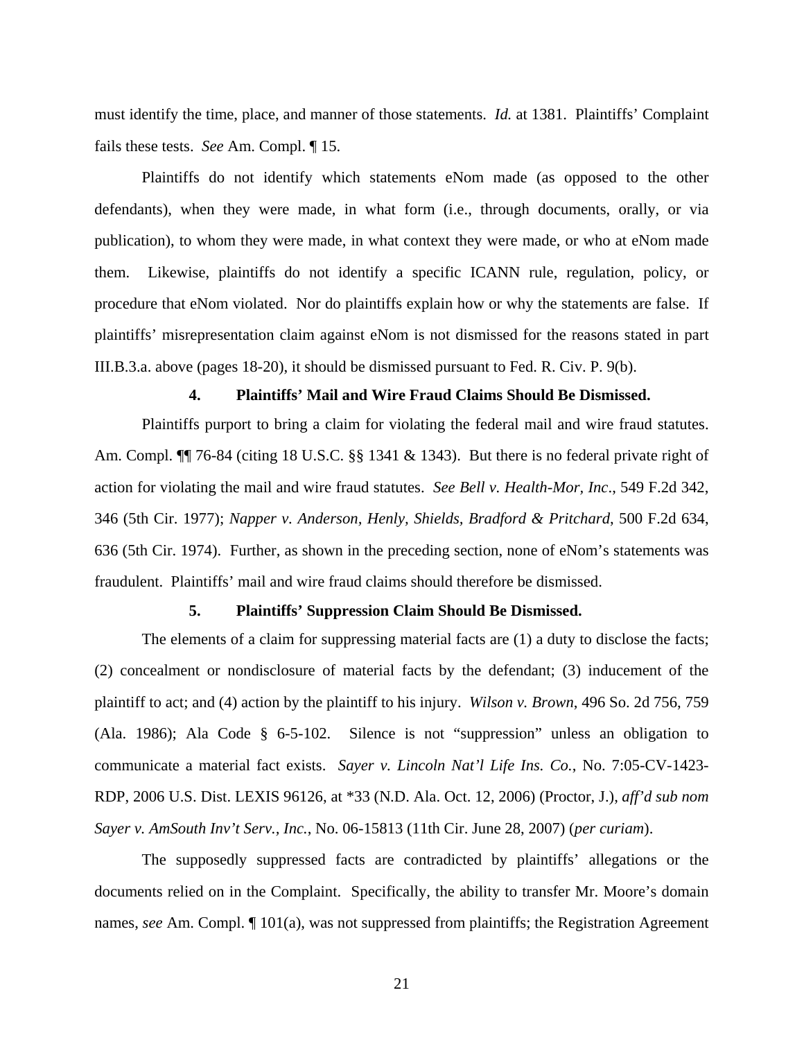must identify the time, place, and manner of those statements. *Id.* at 1381. Plaintiffs' Complaint fails these tests. *See* Am. Compl. ¶ 15.

Plaintiffs do not identify which statements eNom made (as opposed to the other defendants), when they were made, in what form (i.e., through documents, orally, or via publication), to whom they were made, in what context they were made, or who at eNom made them. Likewise, plaintiffs do not identify a specific ICANN rule, regulation, policy, or procedure that eNom violated. Nor do plaintiffs explain how or why the statements are false. If plaintiffs' misrepresentation claim against eNom is not dismissed for the reasons stated in part III.B.3.a. above (pages 18-20), it should be dismissed pursuant to Fed. R. Civ. P. 9(b).

### 4. Plaintiffs' Mail and Wire Fraud Claims Should Be Dismissed.

Plaintiffs purport to bring a claim for violating the federal mail and wire fraud statutes. Am. Compl. ¶¶ 76-84 (citing 18 U.S.C. §§ 1341 & 1343). But there is no federal private right of action for violating the mail and wire fraud statutes. *See Bell v. Health-Mor, Inc*., 549 F.2d 342, 346 (5th Cir. 1977); *Napper v. Anderson, Henly, Shields, Bradford & Pritchard*, 500 F.2d 634, 636 (5th Cir. 1974). Further, as shown in the preceding section, none of eNom's statements was fraudulent. Plaintiffs' mail and wire fraud claims should therefore be dismissed.

### 5. Plaintiffs' Suppression Claim Should Be Dismissed.

The elements of a claim for suppressing material facts are (1) a duty to disclose the facts; (2) concealment or nondisclosure of material facts by the defendant; (3) inducement of the plaintiff to act; and (4) action by the plaintiff to his injury. *Wilson v. Brown*, 496 So. 2d 756, 759 (Ala. 1986); Ala Code § 6-5-102. Silence is not "suppression" unless an obligation to communicate a material fact exists. *Sayer v. Lincoln Nat'l Life Ins. Co.*, No. 7:05-CV-1423-RDP, 2006 U.S. Dist. LEXIS 96126, at *33 (N.D. Ala. Oct. 12, 2006) (Proctor, J.), *aff'd sub nom Sayer v. AmSouth Inv't Serv., Inc.*, No. 06-15813 (11th Cir. June 28, 2007) (*per curiam*).

The supposedly suppressed facts are contradicted by plaintiffs' allegations or the documents relied on in the Complaint. Specifically, the ability to transfer Mr. Moore's domain names, *see* Am. Compl. ¶ 101(a), was not suppressed from plaintiffs; the Registration Agreement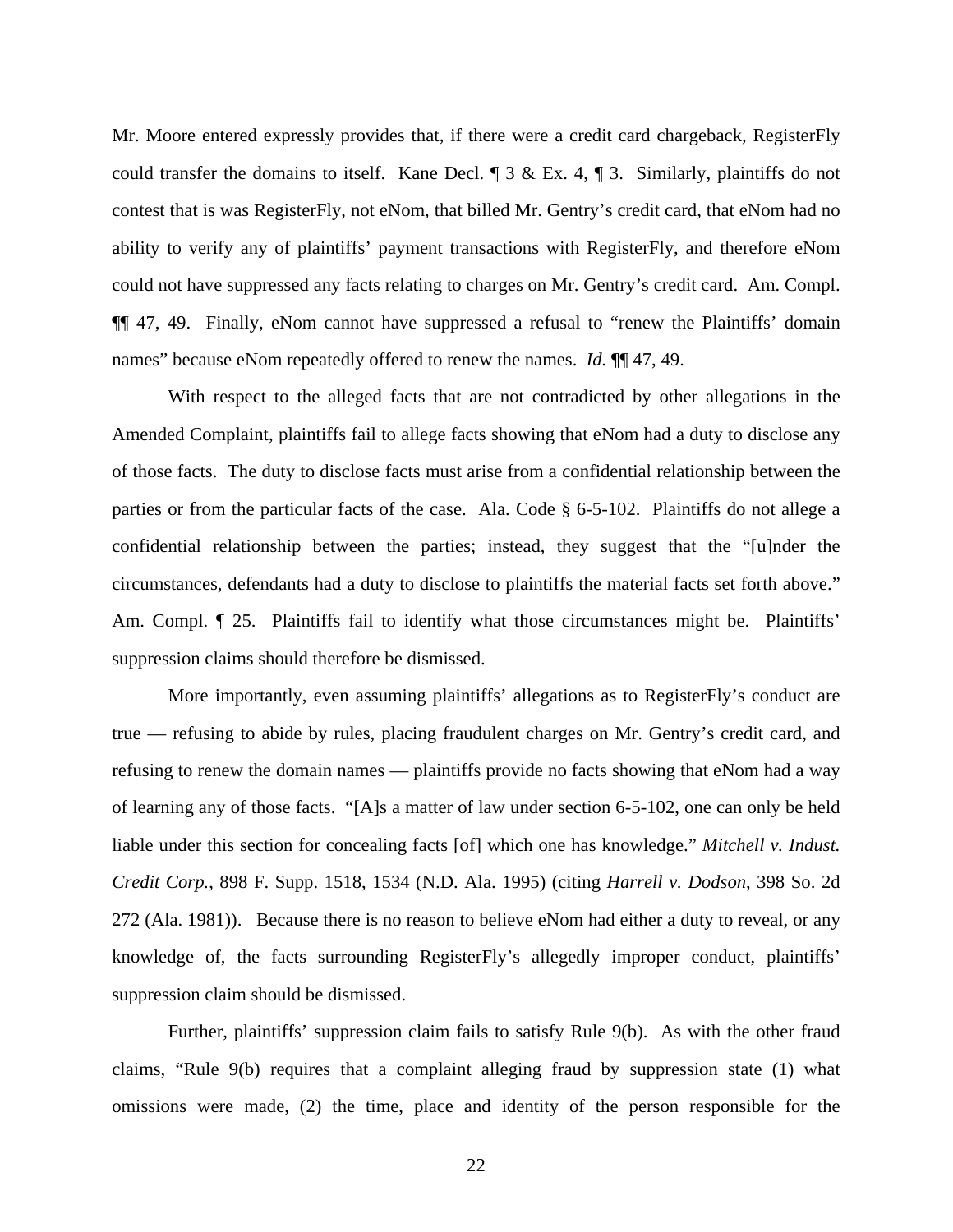Mr. Moore entered expressly provides that, if there were a credit card chargeback, RegisterFly could transfer the domains to itself. Kane Decl. ¶ 3 & Ex. 4, ¶ 3. Similarly, plaintiffs do not contest that is was RegisterFly, not eNom, that billed Mr. Gentry's credit card, that eNom had no ability to verify any of plaintiffs' payment transactions with RegisterFly, and therefore eNom could not have suppressed any facts relating to charges on Mr. Gentry's credit card. Am. Compl. ¶¶ 47, 49. Finally, eNom cannot have suppressed a refusal to "renew the Plaintiffs' domain names" because eNom repeatedly offered to renew the names. *Id.* ¶¶ 47, 49.

With respect to the alleged facts that are not contradicted by other allegations in the Amended Complaint, plaintiffs fail to allege facts showing that eNom had a duty to disclose any of those facts. The duty to disclose facts must arise from a confidential relationship between the parties or from the particular facts of the case. Ala. Code § 6-5-102. Plaintiffs do not allege a confidential relationship between the parties; instead, they suggest that the "[u]nder the circumstances, defendants had a duty to disclose to plaintiffs the material facts set forth above." Am. Compl. ¶ 25. Plaintiffs fail to identify what those circumstances might be. Plaintiffs' suppression claims should therefore be dismissed.

More importantly, even assuming plaintiffs' allegations as to RegisterFly's conduct are true — refusing to abide by rules, placing fraudulent charges on Mr. Gentry's credit card, and refusing to renew the domain names — plaintiffs provide no facts showing that eNom had a way of learning any of those facts. "[A]s a matter of law under section 6-5-102, one can only be held liable under this section for concealing facts [of] which one has knowledge." *Mitchell v. Indust. Credit Corp.*, 898 F. Supp. 1518, 1534 (N.D. Ala. 1995) (citing *Harrell v. Dodson*, 398 So. 2d 272 (Ala. 1981)). Because there is no reason to believe eNom had either a duty to reveal, or any knowledge of, the facts surrounding RegisterFly's allegedly improper conduct, plaintiffs' suppression claim should be dismissed.

Further, plaintiffs' suppression claim fails to satisfy Rule 9(b). As with the other fraud claims, "Rule 9(b) requires that a complaint alleging fraud by suppression state (1) what omissions were made, (2) the time, place and identity of the person responsible for the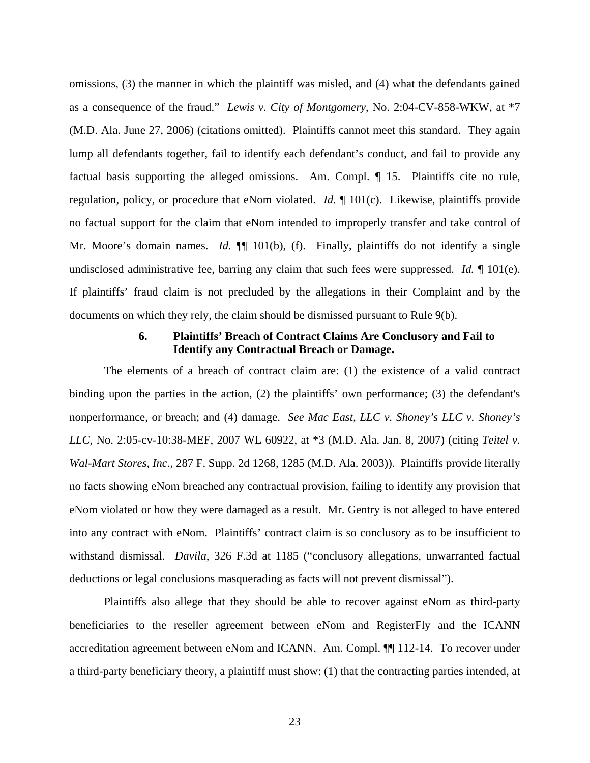omissions, (3) the manner in which the plaintiff was misled, and (4) what the defendants gained as a consequence of the fraud." *Lewis v. City of Montgomery*, No. 2:04-CV-858-WKW, at *7 (M.D. Ala. June 27, 2006) (citations omitted). Plaintiffs cannot meet this standard. They again lump all defendants together, fail to identify each defendant's conduct, and fail to provide any factual basis supporting the alleged omissions. Am. Compl. ¶ 15. Plaintiffs cite no rule, regulation, policy, or procedure that eNom violated. *Id.* ¶ 101(c). Likewise, plaintiffs provide no factual support for the claim that eNom intended to improperly transfer and take control of Mr. Moore's domain names. *Id.* ¶¶ 101(b), (f). Finally, plaintiffs do not identify a single undisclosed administrative fee, barring any claim that such fees were suppressed. *Id.* ¶ 101(e). If plaintiffs' fraud claim is not precluded by the allegations in their Complaint and by the documents on which they rely, the claim should be dismissed pursuant to Rule 9(b).

### 6. Plaintiffs' Breach of Contract Claims Are Conclusory and Fail to Identify any Contractual Breach or Damage.

The elements of a breach of contract claim are: (1) the existence of a valid contract binding upon the parties in the action, (2) the plaintiffs' own performance; (3) the defendant's nonperformance, or breach; and (4) damage. *See Mac East, LLC v. Shoney's LLC v. Shoney's LLC*, No. 2:05-cv-10:38-MEF, 2007 WL 60922, at *3 (M.D. Ala. Jan. 8, 2007) (citing *Teitel v. Wal-Mart Stores, Inc*., 287 F. Supp. 2d 1268, 1285 (M.D. Ala. 2003)). Plaintiffs provide literally no facts showing eNom breached any contractual provision, failing to identify any provision that eNom violated or how they were damaged as a result. Mr. Gentry is not alleged to have entered into any contract with eNom. Plaintiffs' contract claim is so conclusory as to be insufficient to withstand dismissal. *Davila*, 326 F.3d at 1185 ("conclusory allegations, unwarranted factual deductions or legal conclusions masquerading as facts will not prevent dismissal").

Plaintiffs also allege that they should be able to recover against eNom as third-party beneficiaries to the reseller agreement between eNom and RegisterFly and the ICANN accreditation agreement between eNom and ICANN. Am. Compl. ¶¶ 112-14. To recover under a third-party beneficiary theory, a plaintiff must show: (1) that the contracting parties intended, at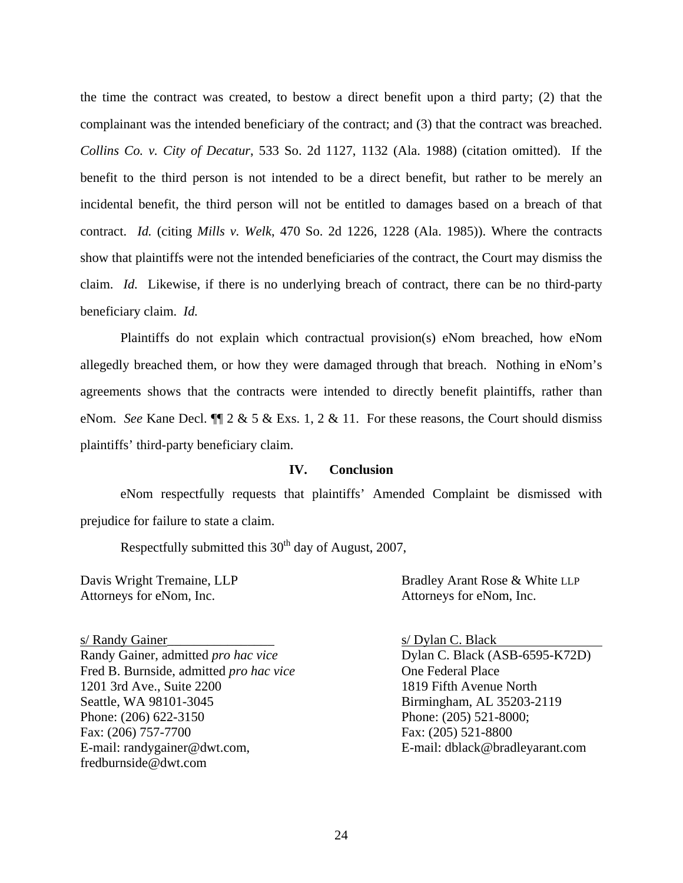the time the contract was created, to bestow a direct benefit upon a third party; (2) that the complainant was the intended beneficiary of the contract; and (3) that the contract was breached. *Collins Co. v. City of Decatur*, 533 So. 2d 1127, 1132 (Ala. 1988) (citation omitted). If the benefit to the third person is not intended to be a direct benefit, but rather to be merely an incidental benefit, the third person will not be entitled to damages based on a breach of that contract. *Id.* (citing *Mills v. Welk*, 470 So. 2d 1226, 1228 (Ala. 1985)). Where the contracts show that plaintiffs were not the intended beneficiaries of the contract, the Court may dismiss the claim. *Id.* Likewise, if there is no underlying breach of contract, there can be no third-party beneficiary claim. *Id.*

Plaintiffs do not explain which contractual provision(s) eNom breached, how eNom allegedly breached them, or how they were damaged through that breach. Nothing in eNom's agreements shows that the contracts were intended to directly benefit plaintiffs, rather than eNom. *See* Kane Decl. ¶¶ 2 & 5 & Exs. 1, 2 & 11. For these reasons, the Court should dismiss plaintiffs' third-party beneficiary claim.

## IV. Conclusion

eNom respectfully requests that plaintiffs' Amended Complaint be dismissed with prejudice for failure to state a claim.

Respectfully submitted this 30th day of August, 2007,

Davis Wright Tremaine, LLP
Attorneys for eNom, Inc.

s/ Randy Gainer
Randy Gainer, admitted *pro hac vice*
Fred B. Burnside, admitted *pro hac vice*
1201 3rd Ave., Suite 2200
Seattle, WA 98101-3045
Phone: (206) 622-3150
Fax: (206) 757-7700
E-mail: randygainer@dwt.com,
fredburnside@dwt.com

Bradley Arant Rose & White LLP
Attorneys for eNom, Inc.

s/ Dylan C. Black
Dylan C. Black (ASB-6595-K72D)
One Federal Place
1819 Fifth Avenue North
Birmingham, AL 35203-2119
Phone: (205) 521-8000;
Fax: (205) 521-8800
E-mail: dblack@bradleyarant.com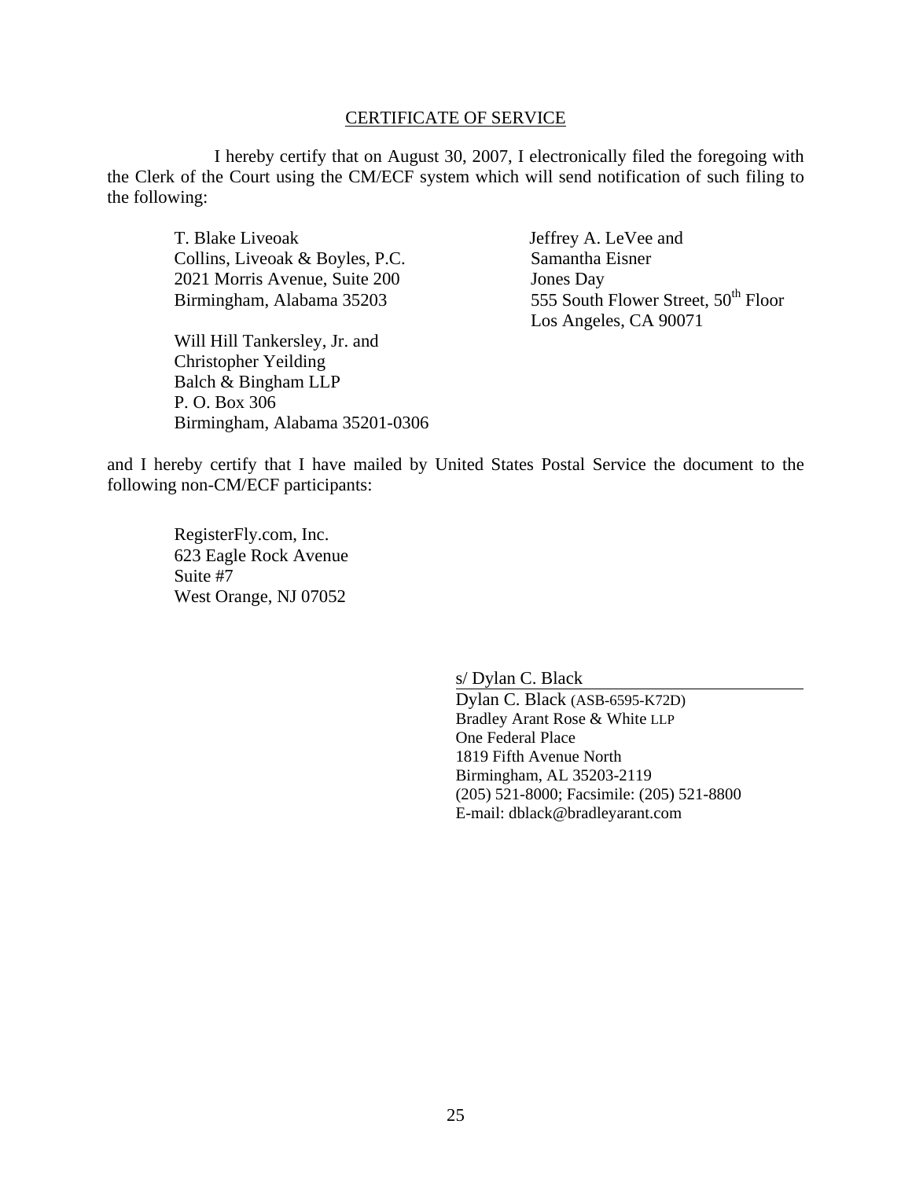## CERTIFICATE OF SERVICE

I hereby certify that on August 30, 2007, I electronically filed the foregoing with the Clerk of the Court using the CM/ECF system which will send notification of such filing to the following:

T. Blake Liveoak
Collins, Liveoak & Boyles, P.C.
2021 Morris Avenue, Suite 200
Birmingham, Alabama 35203

Jeffrey A. LeVee and
Samantha Eisner
Jones Day
555 South Flower Street, 50th Floor
Los Angeles, CA 90071

Will Hill Tankersley, Jr. and
Christopher Yeilding
Balch & Bingham LLP
P. O. Box 306
Birmingham, Alabama 35201-0306

and I hereby certify that I have mailed by United States Postal Service the document to the following non-CM/ECF participants:

RegisterFly.com, Inc.
623 Eagle Rock Avenue
Suite #7
West Orange, NJ 07052

s/ Dylan C. Black
Dylan C. Black (ASB-6595-K72D)
Bradley Arant Rose & White LLP
One Federal Place
1819 Fifth Avenue North
Birmingham, AL 35203-2119
(205) 521-8000; Facsimile: (205) 521-8800
E-mail: dblack@bradleyarant.com